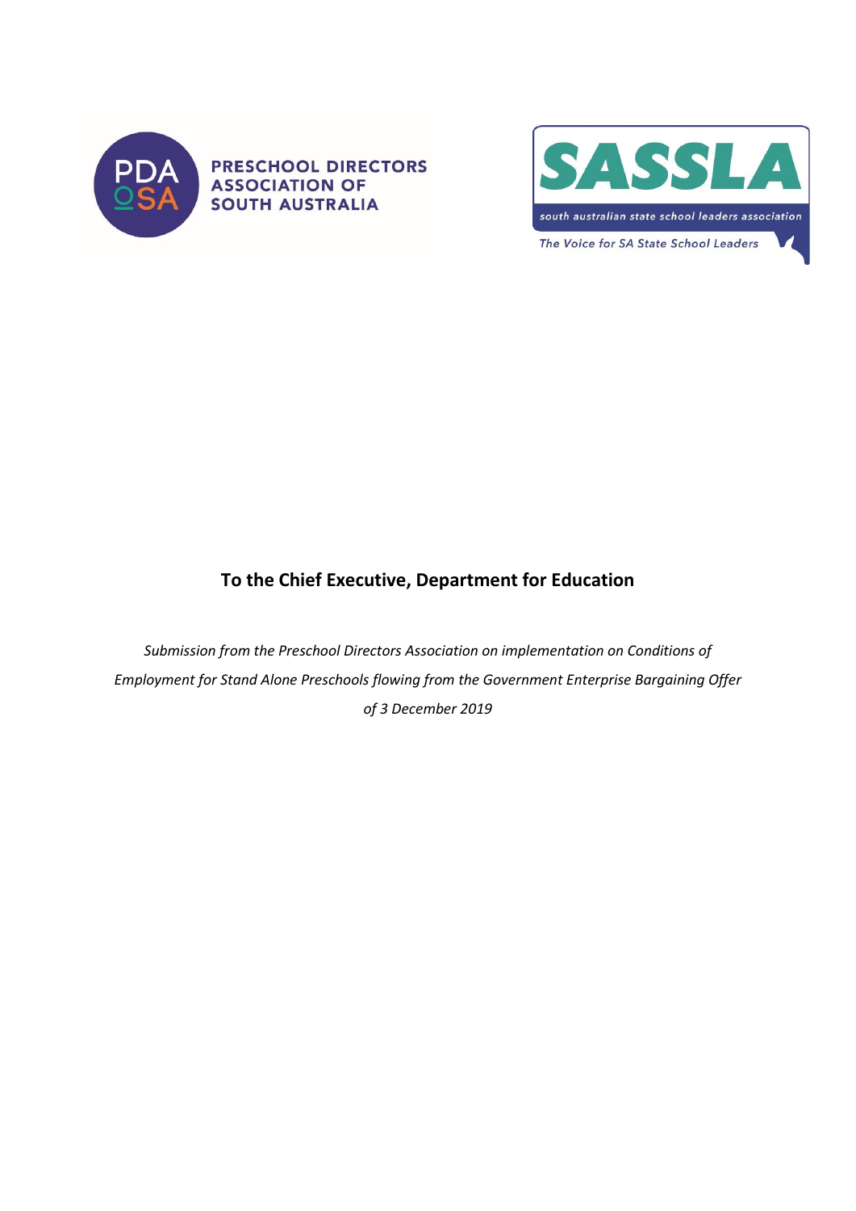PRESCHOOL DIRECTORS ASSOCIATION OF SOUTH AUSTRALIA

SASSLA

south australian state school leaders association

The Voice for SA State School Leaders

## To the Chief Executive, Department for Education

*Submission from the Preschool Directors Association on implementation on Conditions of Employment for Stand Alone Preschools flowing from the Government Enterprise Bargaining Offer of 3 December 2019*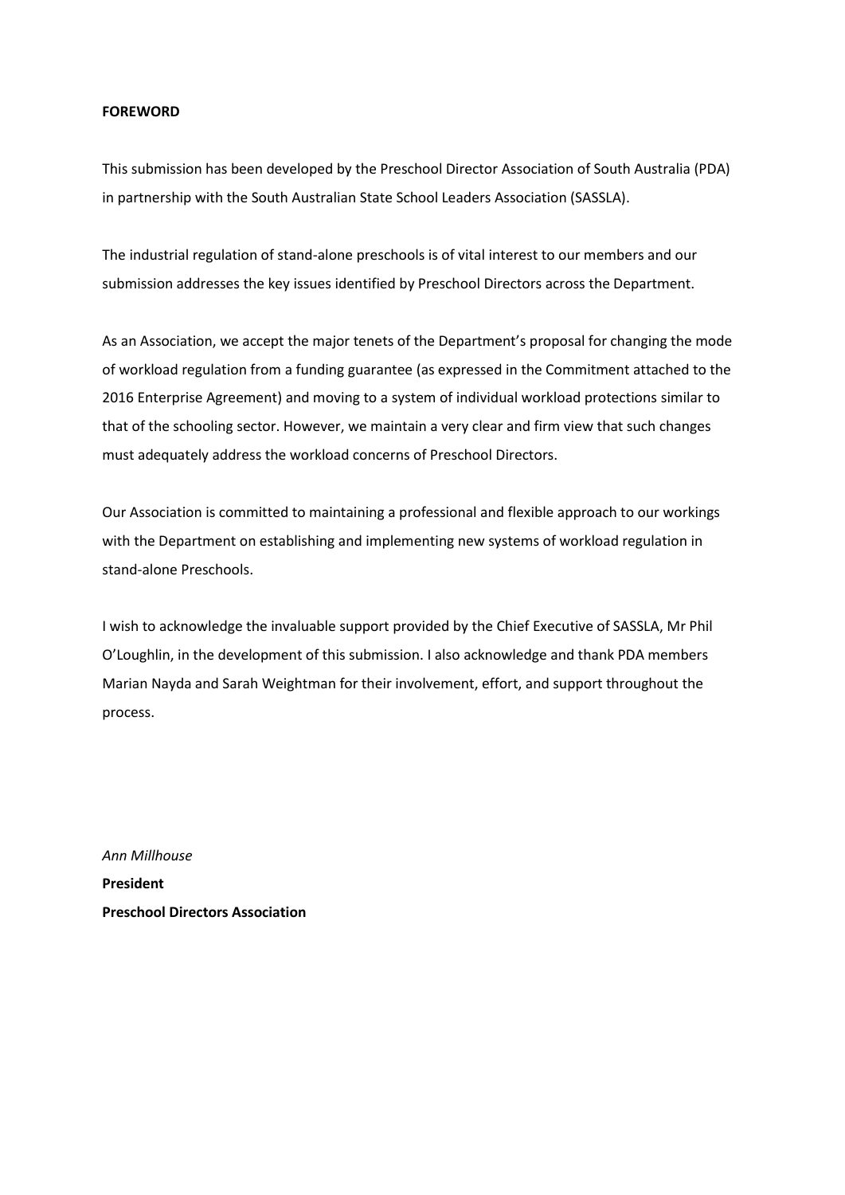**FOREWORD**

This submission has been developed by the Preschool Director Association of South Australia (PDA) in partnership with the South Australian State School Leaders Association (SASSLA).

The industrial regulation of stand-alone preschools is of vital interest to our members and our submission addresses the key issues identified by Preschool Directors across the Department.

As an Association, we accept the major tenets of the Department's proposal for changing the mode of workload regulation from a funding guarantee (as expressed in the Commitment attached to the 2016 Enterprise Agreement) and moving to a system of individual workload protections similar to that of the schooling sector. However, we maintain a very clear and firm view that such changes must adequately address the workload concerns of Preschool Directors.

Our Association is committed to maintaining a professional and flexible approach to our workings with the Department on establishing and implementing new systems of workload regulation in stand-alone Preschools.

I wish to acknowledge the invaluable support provided by the Chief Executive of SASSLA, Mr Phil O'Loughlin, in the development of this submission. I also acknowledge and thank PDA members Marian Nayda and Sarah Weightman for their involvement, effort, and support throughout the process.

*Ann Millhouse*

**President**

**Preschool Directors Association**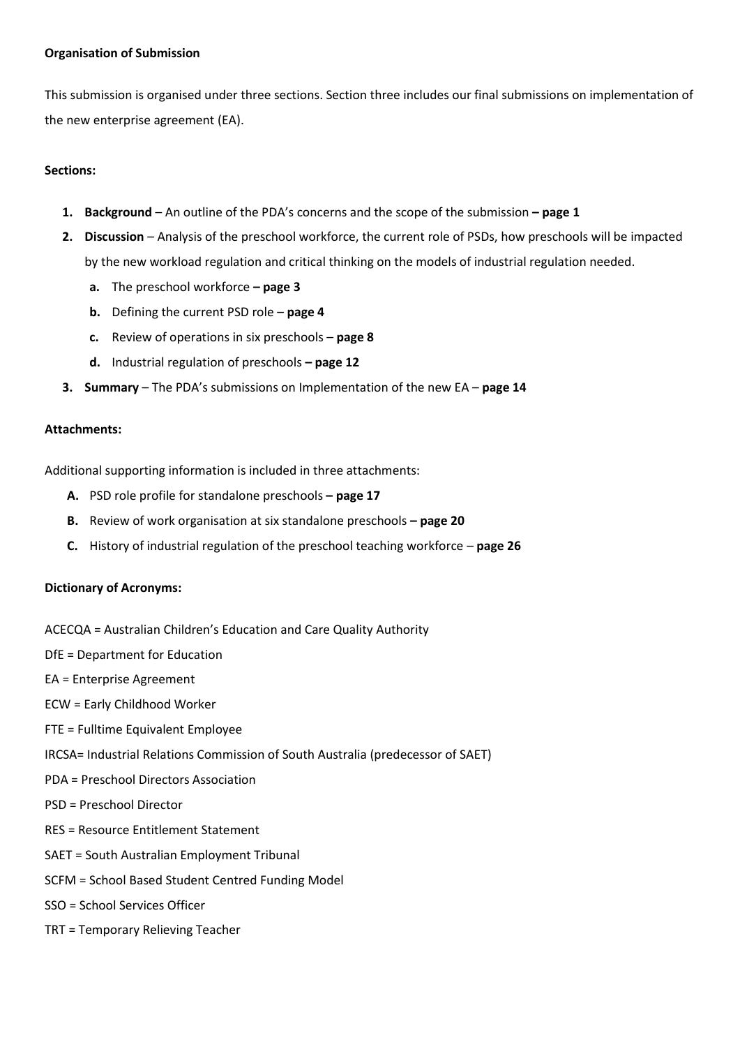**Organisation of Submission**

This submission is organised under three sections. Section three includes our final submissions on implementation of the new enterprise agreement (EA).

**Sections:**

1. **Background** – An outline of the PDA's concerns and the scope of the submission **– page 1**
2. **Discussion** – Analysis of the preschool workforce, the current role of PSDs, how preschools will be impacted by the new workload regulation and critical thinking on the models of industrial regulation needed.
   a. The preschool workforce **– page 3**
   b. Defining the current PSD role – **page 4**
   c. Review of operations in six preschools – **page 8**
   d. Industrial regulation of preschools **– page 12**
3. **Summary** – The PDA's submissions on Implementation of the new EA – **page 14**

**Attachments:**

Additional supporting information is included in three attachments:

A. PSD role profile for standalone preschools **– page 17**
B. Review of work organisation at six standalone preschools **– page 20**
C. History of industrial regulation of the preschool teaching workforce – **page 26**

**Dictionary of Acronyms:**

ACECQA = Australian Children's Education and Care Quality Authority

DfE = Department for Education

EA = Enterprise Agreement

ECW = Early Childhood Worker

FTE = Fulltime Equivalent Employee

IRCSA= Industrial Relations Commission of South Australia (predecessor of SAET)

PDA = Preschool Directors Association

PSD = Preschool Director

RES = Resource Entitlement Statement

SAET = South Australian Employment Tribunal

SCFM = School Based Student Centred Funding Model

SSO = School Services Officer

TRT = Temporary Relieving Teacher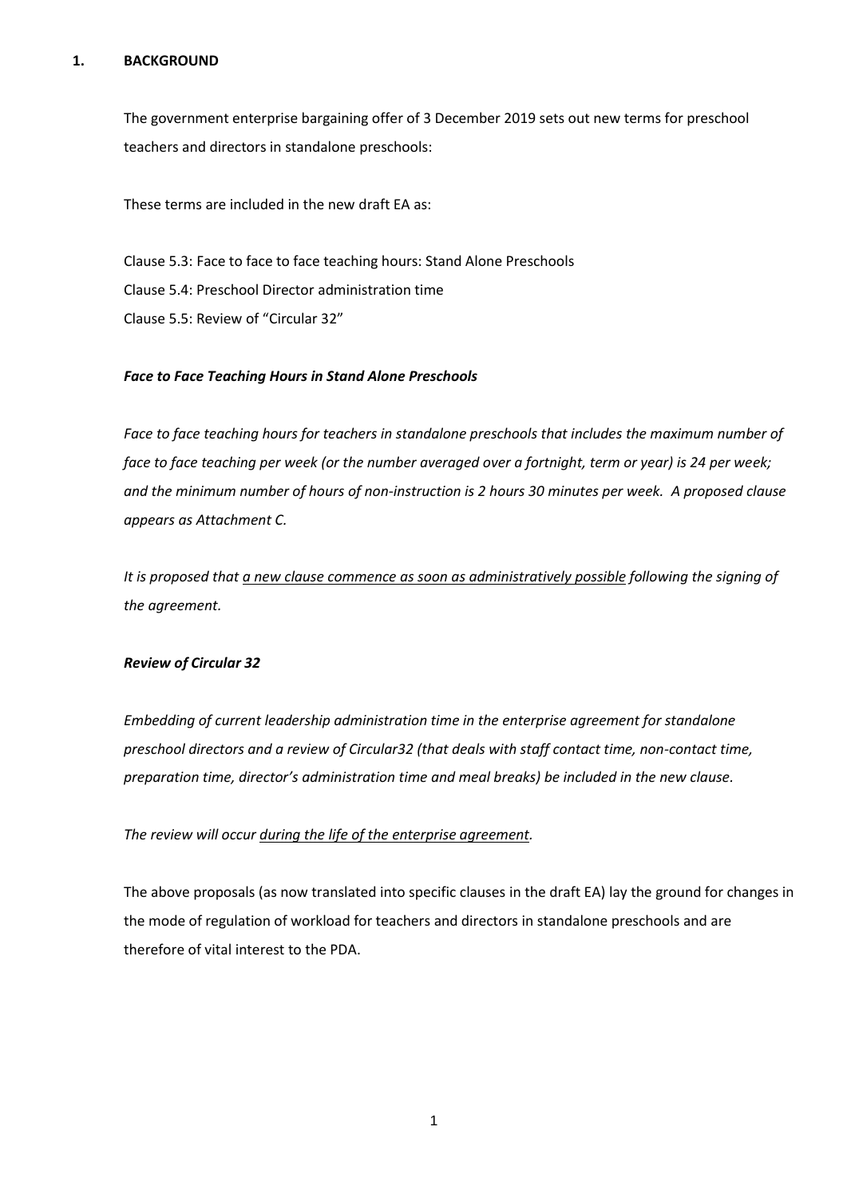## 1. BACKGROUND

The government enterprise bargaining offer of 3 December 2019 sets out new terms for preschool teachers and directors in standalone preschools:

These terms are included in the new draft EA as:

Clause 5.3: Face to face to face teaching hours: Stand Alone Preschools
Clause 5.4: Preschool Director administration time
Clause 5.5: Review of "Circular 32"

***Face to Face Teaching Hours in Stand Alone Preschools***

*Face to face teaching hours for teachers in standalone preschools that includes the maximum number of face to face teaching per week (or the number averaged over a fortnight, term or year) is 24 per week; and the minimum number of hours of non-instruction is 2 hours 30 minutes per week. A proposed clause appears as Attachment C.*

*It is proposed that <u>a new clause commence as soon as administratively possible</u> following the signing of the agreement.*

***Review of Circular 32***

*Embedding of current leadership administration time in the enterprise agreement for standalone preschool directors and a review of Circular32 (that deals with staff contact time, non-contact time, preparation time, director's administration time and meal breaks) be included in the new clause.*

*The review will occur <u>during the life of the enterprise agreement</u>.*

The above proposals (as now translated into specific clauses in the draft EA) lay the ground for changes in the mode of regulation of workload for teachers and directors in standalone preschools and are therefore of vital interest to the PDA.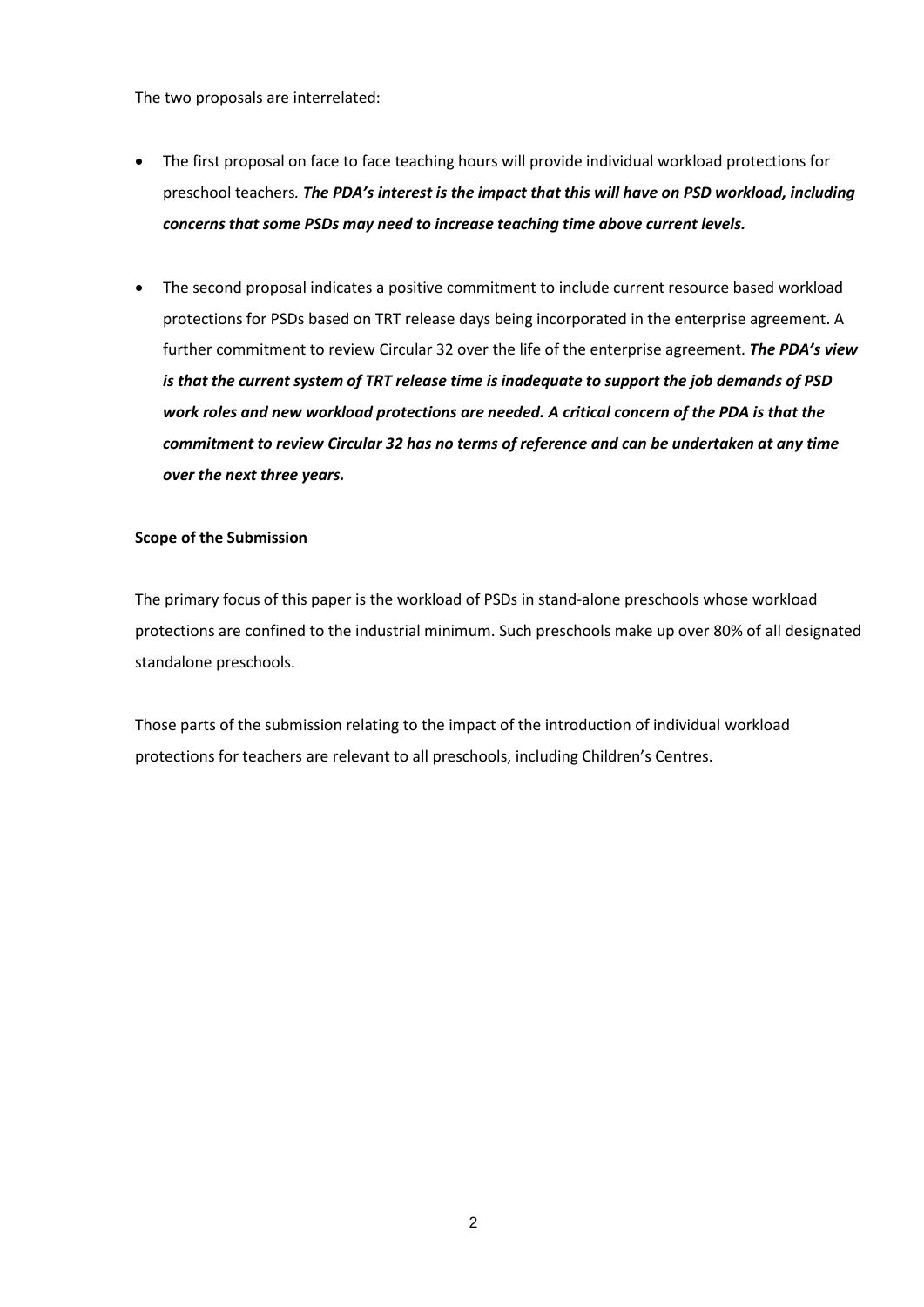The two proposals are interrelated:

- The first proposal on face to face teaching hours will provide individual workload protections for preschool teachers. ***The PDA's interest is the impact that this will have on PSD workload, including concerns that some PSDs may need to increase teaching time above current levels.***

- The second proposal indicates a positive commitment to include current resource based workload protections for PSDs based on TRT release days being incorporated in the enterprise agreement. A further commitment to review Circular 32 over the life of the enterprise agreement. ***The PDA's view is that the current system of TRT release time is inadequate to support the job demands of PSD work roles and new workload protections are needed. A critical concern of the PDA is that the commitment to review Circular 32 has no terms of reference and can be undertaken at any time over the next three years.***

**Scope of the Submission**

The primary focus of this paper is the workload of PSDs in stand-alone preschools whose workload protections are confined to the industrial minimum. Such preschools make up over 80% of all designated standalone preschools.

Those parts of the submission relating to the impact of the introduction of individual workload protections for teachers are relevant to all preschools, including Children's Centres.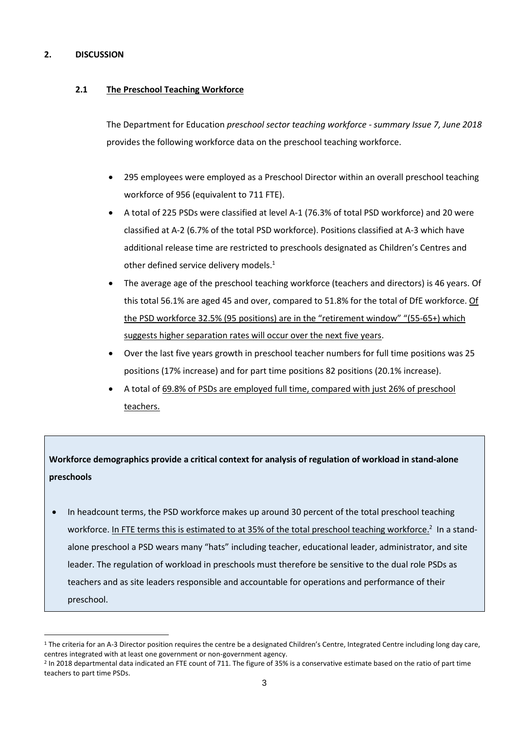## 2. DISCUSSION

### 2.1 <u>The Preschool Teaching Workforce</u>

The Department for Education *preschool sector teaching workforce - summary Issue 7, June 2018* provides the following workforce data on the preschool teaching workforce.

- 295 employees were employed as a Preschool Director within an overall preschool teaching workforce of 956 (equivalent to 711 FTE).
- A total of 225 PSDs were classified at level A-1 (76.3% of total PSD workforce) and 20 were classified at A-2 (6.7% of the total PSD workforce). Positions classified at A-3 which have additional release time are restricted to preschools designated as Children's Centres and other defined service delivery models.[1]
- The average age of the preschool teaching workforce (teachers and directors) is 46 years. Of this total 56.1% are aged 45 and over, compared to 51.8% for the total of DfE workforce. <u>Of the PSD workforce 32.5% (95 positions) are in the "retirement window" "(55-65+) which suggests higher separation rates will occur over the next five years</u>.
- Over the last five years growth in preschool teacher numbers for full time positions was 25 positions (17% increase) and for part time positions 82 positions (20.1% increase).
- A total of <u>69.8% of PSDs are employed full time, compared with just 26% of preschool teachers.</u>

**Workforce demographics provide a critical context for analysis of regulation of workload in stand-alone preschools**

- In headcount terms, the PSD workforce makes up around 30 percent of the total preschool teaching workforce. <u>In FTE terms this is estimated to at 35% of the total preschool teaching workforce.</u>[2] In a stand-alone preschool a PSD wears many "hats" including teacher, educational leader, administrator, and site leader. The regulation of workload in preschools must therefore be sensitive to the dual role PSDs as teachers and as site leaders responsible and accountable for operations and performance of their preschool.

[1] The criteria for an A-3 Director position requires the centre be a designated Children's Centre, Integrated Centre including long day care, centres integrated with at least one government or non-government agency.

[2] In 2018 departmental data indicated an FTE count of 711. The figure of 35% is a conservative estimate based on the ratio of part time teachers to part time PSDs.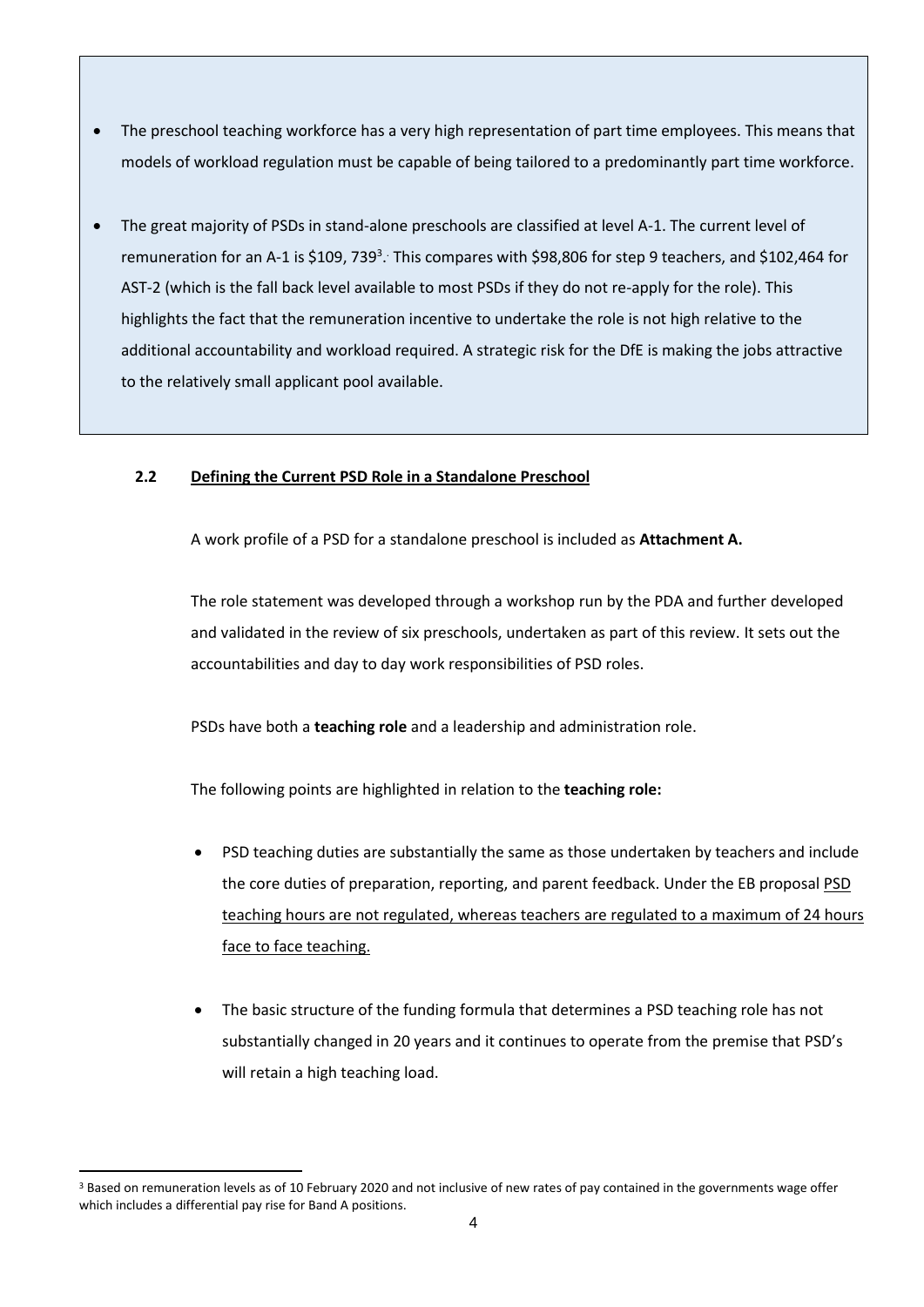- The preschool teaching workforce has a very high representation of part time employees. This means that models of workload regulation must be capable of being tailored to a predominantly part time workforce.

- The great majority of PSDs in stand-alone preschools are classified at level A-1. The current level of remuneration for an A-1 is $109, 739[3]. This compares with $98,806 for step 9 teachers, and $102,464 for AST-2 (which is the fall back level available to most PSDs if they do not re-apply for the role). This highlights the fact that the remuneration incentive to undertake the role is not high relative to the additional accountability and workload required. A strategic risk for the DfE is making the jobs attractive to the relatively small applicant pool available.

### 2.2 Defining the Current PSD Role in a Standalone Preschool

A work profile of a PSD for a standalone preschool is included as **Attachment A.**

The role statement was developed through a workshop run by the PDA and further developed and validated in the review of six preschools, undertaken as part of this review. It sets out the accountabilities and day to day work responsibilities of PSD roles.

PSDs have both a **teaching role** and a leadership and administration role.

The following points are highlighted in relation to the **teaching role:**

- PSD teaching duties are substantially the same as those undertaken by teachers and include the core duties of preparation, reporting, and parent feedback. Under the EB proposal PSD teaching hours are not regulated, whereas teachers are regulated to a maximum of 24 hours face to face teaching.

- The basic structure of the funding formula that determines a PSD teaching role has not substantially changed in 20 years and it continues to operate from the premise that PSD's will retain a high teaching load.

[3] Based on remuneration levels as of 10 February 2020 and not inclusive of new rates of pay contained in the governments wage offer which includes a differential pay rise for Band A positions.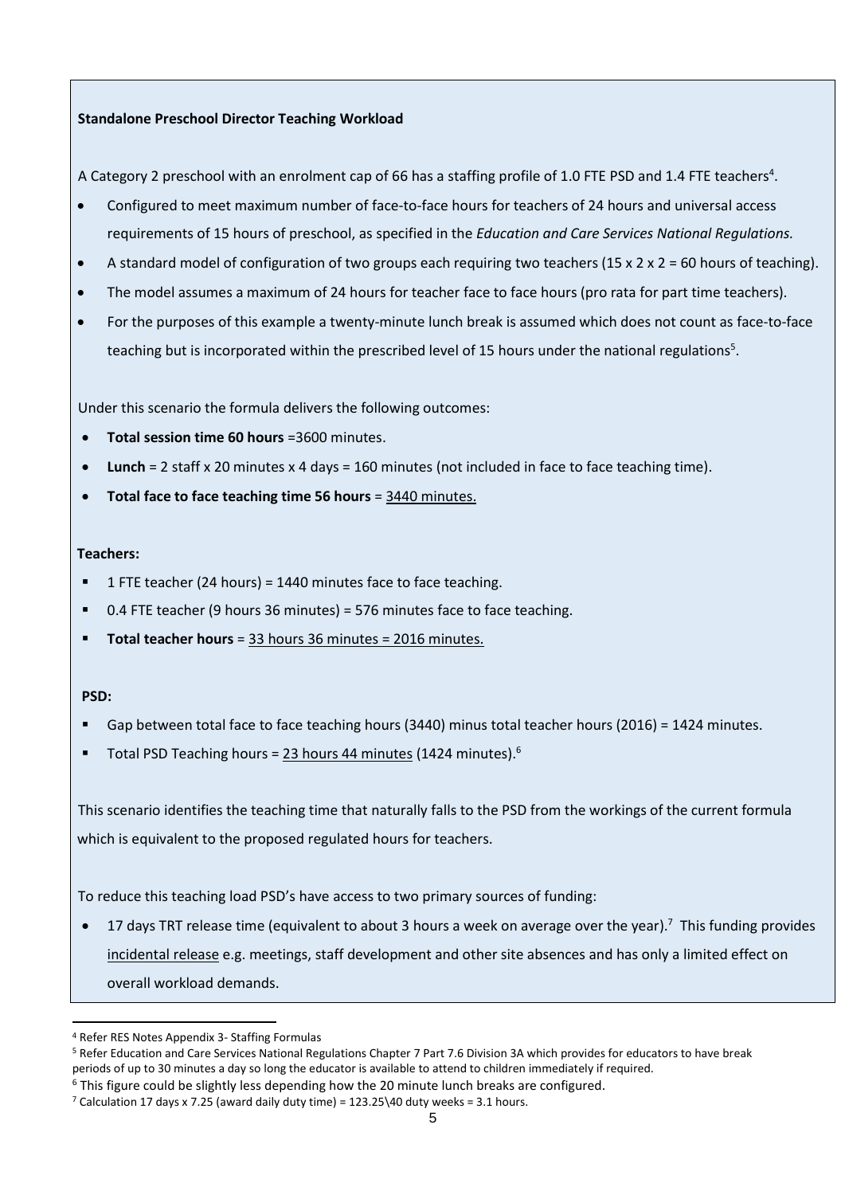**Standalone Preschool Director Teaching Workload**

A Category 2 preschool with an enrolment cap of 66 has a staffing profile of 1.0 FTE PSD and 1.4 FTE teachers[4].

- Configured to meet maximum number of face-to-face hours for teachers of 24 hours and universal access requirements of 15 hours of preschool, as specified in the *Education and Care Services National Regulations.*
- A standard model of configuration of two groups each requiring two teachers (15 x 2 x 2 = 60 hours of teaching).
- The model assumes a maximum of 24 hours for teacher face to face hours (pro rata for part time teachers).
- For the purposes of this example a twenty-minute lunch break is assumed which does not count as face-to-face teaching but is incorporated within the prescribed level of 15 hours under the national regulations[5].

Under this scenario the formula delivers the following outcomes:

- **Total session time 60 hours** =3600 minutes.
- **Lunch** = 2 staff x 20 minutes x 4 days = 160 minutes (not included in face to face teaching time).
- **Total face to face teaching time 56 hours** = <u>3440 minutes.</u>

**Teachers:**

- 1 FTE teacher (24 hours) = 1440 minutes face to face teaching.
- 0.4 FTE teacher (9 hours 36 minutes) = 576 minutes face to face teaching.
- **Total teacher hours** = <u>33 hours 36 minutes = 2016 minutes.</u>

**PSD:**

- Gap between total face to face teaching hours (3440) minus total teacher hours (2016) = 1424 minutes.
- Total PSD Teaching hours = <u>23 hours 44 minutes</u> (1424 minutes).[6]

This scenario identifies the teaching time that naturally falls to the PSD from the workings of the current formula which is equivalent to the proposed regulated hours for teachers.

To reduce this teaching load PSD's have access to two primary sources of funding:

- 17 days TRT release time (equivalent to about 3 hours a week on average over the year).[7] This funding provides <u>incidental release</u> e.g. meetings, staff development and other site absences and has only a limited effect on overall workload demands.

---

[4] Refer RES Notes Appendix 3- Staffing Formulas

[5] Refer Education and Care Services National Regulations Chapter 7 Part 7.6 Division 3A which provides for educators to have break periods of up to 30 minutes a day so long the educator is available to attend to children immediately if required.

[6] This figure could be slightly less depending how the 20 minute lunch breaks are configured.

[7] Calculation 17 days x 7.25 (award daily duty time) = 123.25\40 duty weeks = 3.1 hours.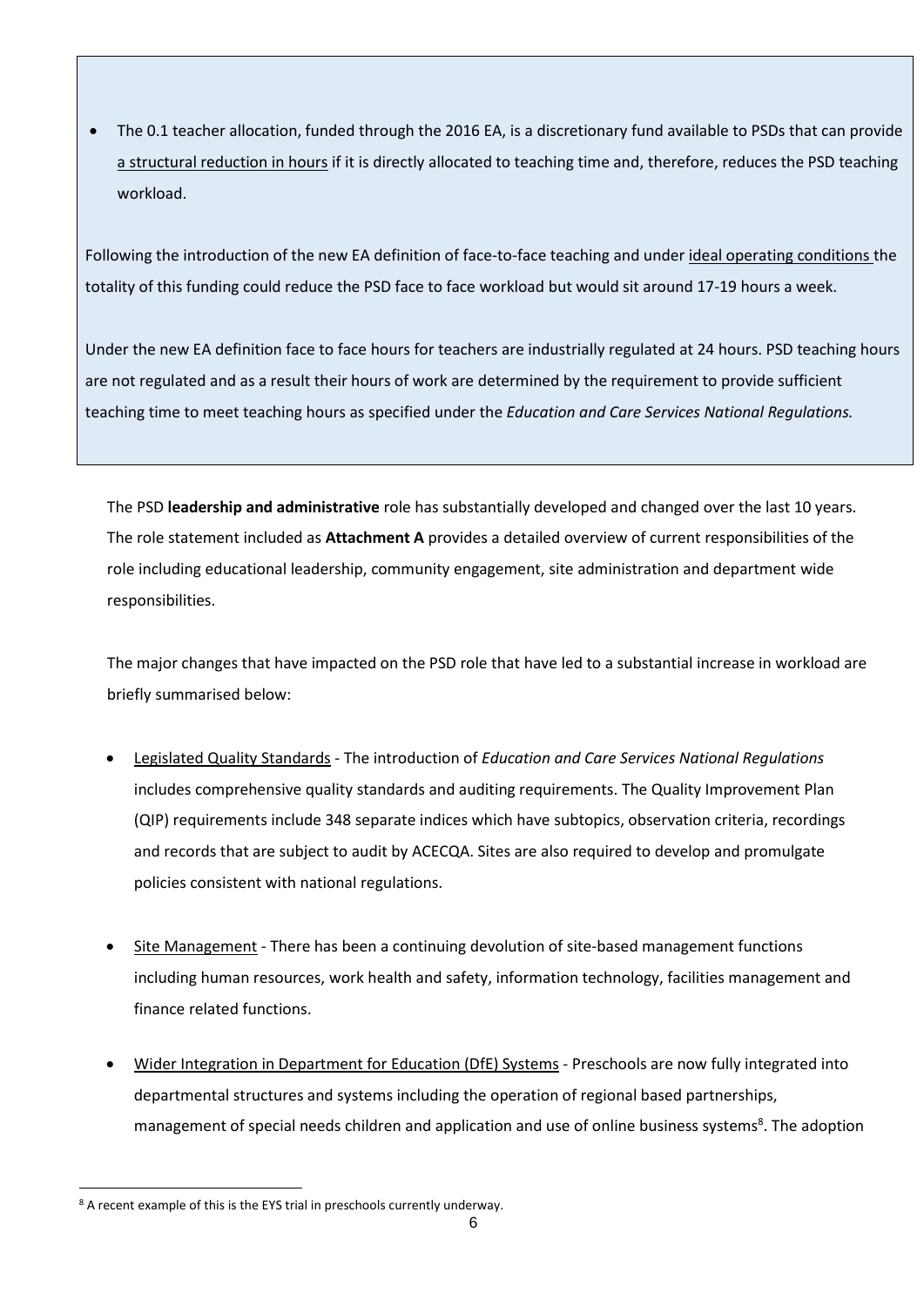- The 0.1 teacher allocation, funded through the 2016 EA, is a discretionary fund available to PSDs that can provide a structural reduction in hours if it is directly allocated to teaching time and, therefore, reduces the PSD teaching workload.

Following the introduction of the new EA definition of face-to-face teaching and under ideal operating conditions the totality of this funding could reduce the PSD face to face workload but would sit around 17-19 hours a week.

Under the new EA definition face to face hours for teachers are industrially regulated at 24 hours. PSD teaching hours are not regulated and as a result their hours of work are determined by the requirement to provide sufficient teaching time to meet teaching hours as specified under the *Education and Care Services National Regulations.*

The PSD **leadership and administrative** role has substantially developed and changed over the last 10 years. The role statement included as **Attachment A** provides a detailed overview of current responsibilities of the role including educational leadership, community engagement, site administration and department wide responsibilities.

The major changes that have impacted on the PSD role that have led to a substantial increase in workload are briefly summarised below:

- Legislated Quality Standards - The introduction of *Education and Care Services National Regulations* includes comprehensive quality standards and auditing requirements. The Quality Improvement Plan (QIP) requirements include 348 separate indices which have subtopics, observation criteria, recordings and records that are subject to audit by ACECQA. Sites are also required to develop and promulgate policies consistent with national regulations.

- Site Management - There has been a continuing devolution of site-based management functions including human resources, work health and safety, information technology, facilities management and finance related functions.

- Wider Integration in Department for Education (DfE) Systems - Preschools are now fully integrated into departmental structures and systems including the operation of regional based partnerships, management of special needs children and application and use of online business systems[8]. The adoption

[8] A recent example of this is the EYS trial in preschools currently underway.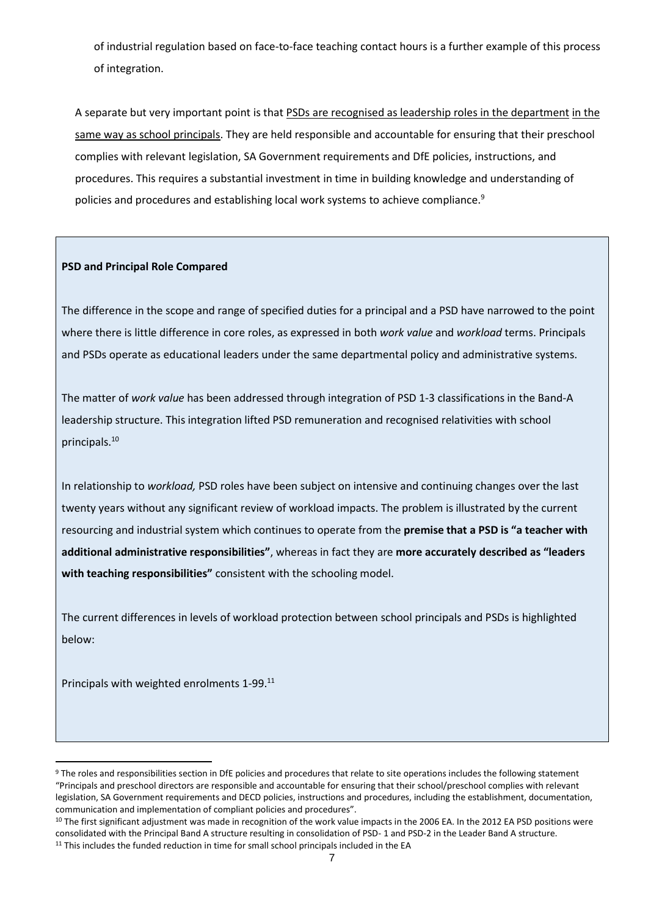of industrial regulation based on face-to-face teaching contact hours is a further example of this process of integration.

A separate but very important point is that PSDs are recognised as leadership roles in the department in the same way as school principals. They are held responsible and accountable for ensuring that their preschool complies with relevant legislation, SA Government requirements and DfE policies, instructions, and procedures. This requires a substantial investment in time in building knowledge and understanding of policies and procedures and establishing local work systems to achieve compliance.[9]

**PSD and Principal Role Compared**

The difference in the scope and range of specified duties for a principal and a PSD have narrowed to the point where there is little difference in core roles, as expressed in both *work value* and *workload* terms. Principals and PSDs operate as educational leaders under the same departmental policy and administrative systems.

The matter of *work value* has been addressed through integration of PSD 1-3 classifications in the Band-A leadership structure. This integration lifted PSD remuneration and recognised relativities with school principals.[10]

In relationship to *workload,* PSD roles have been subject on intensive and continuing changes over the last twenty years without any significant review of workload impacts. The problem is illustrated by the current resourcing and industrial system which continues to operate from the **premise that a PSD is "a teacher with additional administrative responsibilities"**, whereas in fact they are **more accurately described as "leaders with teaching responsibilities"** consistent with the schooling model.

The current differences in levels of workload protection between school principals and PSDs is highlighted below:

Principals with weighted enrolments 1-99.[11]

---

[9] The roles and responsibilities section in DfE policies and procedures that relate to site operations includes the following statement "Principals and preschool directors are responsible and accountable for ensuring that their school/preschool complies with relevant legislation, SA Government requirements and DECD policies, instructions and procedures, including the establishment, documentation, communication and implementation of compliant policies and procedures".

[10] The first significant adjustment was made in recognition of the work value impacts in the 2006 EA. In the 2012 EA PSD positions were consolidated with the Principal Band A structure resulting in consolidation of PSD- 1 and PSD-2 in the Leader Band A structure.

[11] This includes the funded reduction in time for small school principals included in the EA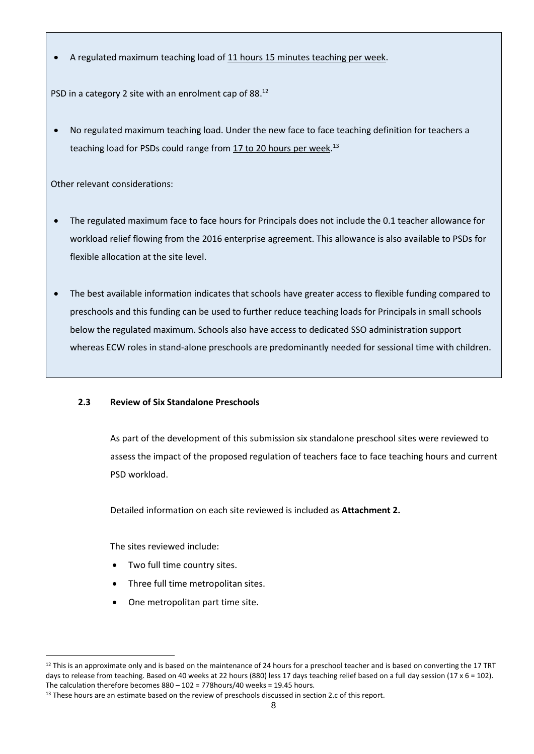- A regulated maximum teaching load of 11 hours 15 minutes teaching per week.

PSD in a category 2 site with an enrolment cap of 88.[12]

- No regulated maximum teaching load. Under the new face to face teaching definition for teachers a teaching load for PSDs could range from 17 to 20 hours per week.[13]

Other relevant considerations:

- The regulated maximum face to face hours for Principals does not include the 0.1 teacher allowance for workload relief flowing from the 2016 enterprise agreement. This allowance is also available to PSDs for flexible allocation at the site level.

- The best available information indicates that schools have greater access to flexible funding compared to preschools and this funding can be used to further reduce teaching loads for Principals in small schools below the regulated maximum. Schools also have access to dedicated SSO administration support whereas ECW roles in stand-alone preschools are predominantly needed for sessional time with children.

### 2.3 Review of Six Standalone Preschools

As part of the development of this submission six standalone preschool sites were reviewed to assess the impact of the proposed regulation of teachers face to face teaching hours and current PSD workload.

Detailed information on each site reviewed is included as **Attachment 2.**

The sites reviewed include:

- Two full time country sites.
- Three full time metropolitan sites.
- One metropolitan part time site.

[12] This is an approximate only and is based on the maintenance of 24 hours for a preschool teacher and is based on converting the 17 TRT days to release from teaching. Based on 40 weeks at 22 hours (880) less 17 days teaching relief based on a full day session (17 x 6 = 102). The calculation therefore becomes 880 – 102 = 778hours/40 weeks = 19.45 hours.

[13] These hours are an estimate based on the review of preschools discussed in section 2.c of this report.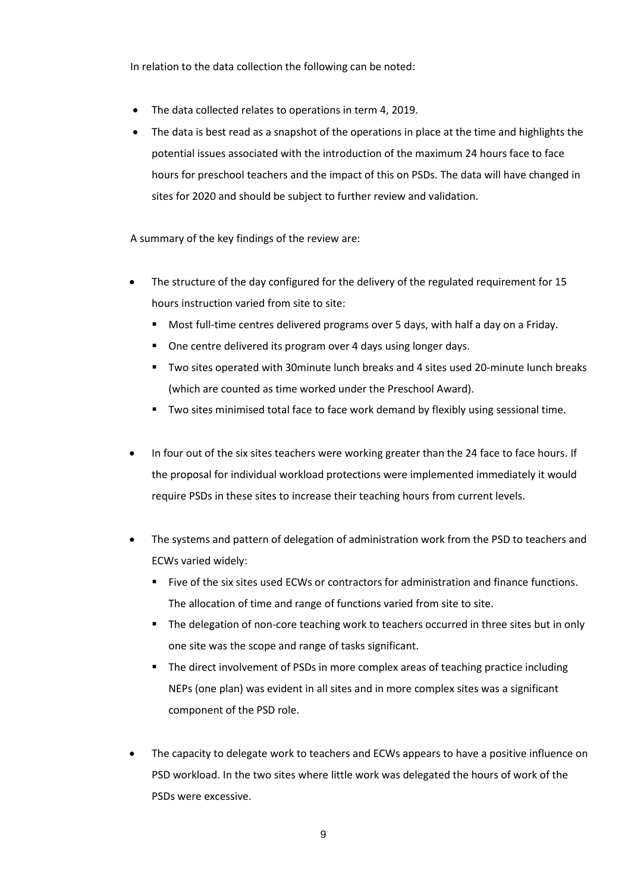In relation to the data collection the following can be noted:

- The data collected relates to operations in term 4, 2019.
- The data is best read as a snapshot of the operations in place at the time and highlights the potential issues associated with the introduction of the maximum 24 hours face to face hours for preschool teachers and the impact of this on PSDs. The data will have changed in sites for 2020 and should be subject to further review and validation.

A summary of the key findings of the review are:

- The structure of the day configured for the delivery of the regulated requirement for 15 hours instruction varied from site to site:
  - Most full-time centres delivered programs over 5 days, with half a day on a Friday.
  - One centre delivered its program over 4 days using longer days.
  - Two sites operated with 30minute lunch breaks and 4 sites used 20-minute lunch breaks (which are counted as time worked under the Preschool Award).
  - Two sites minimised total face to face work demand by flexibly using sessional time.

- In four out of the six sites teachers were working greater than the 24 face to face hours. If the proposal for individual workload protections were implemented immediately it would require PSDs in these sites to increase their teaching hours from current levels.

- The systems and pattern of delegation of administration work from the PSD to teachers and ECWs varied widely:
  - Five of the six sites used ECWs or contractors for administration and finance functions. The allocation of time and range of functions varied from site to site.
  - The delegation of non-core teaching work to teachers occurred in three sites but in only one site was the scope and range of tasks significant.
  - The direct involvement of PSDs in more complex areas of teaching practice including NEPs (one plan) was evident in all sites and in more complex sites was a significant component of the PSD role.

- The capacity to delegate work to teachers and ECWs appears to have a positive influence on PSD workload. In the two sites where little work was delegated the hours of work of the PSDs were excessive.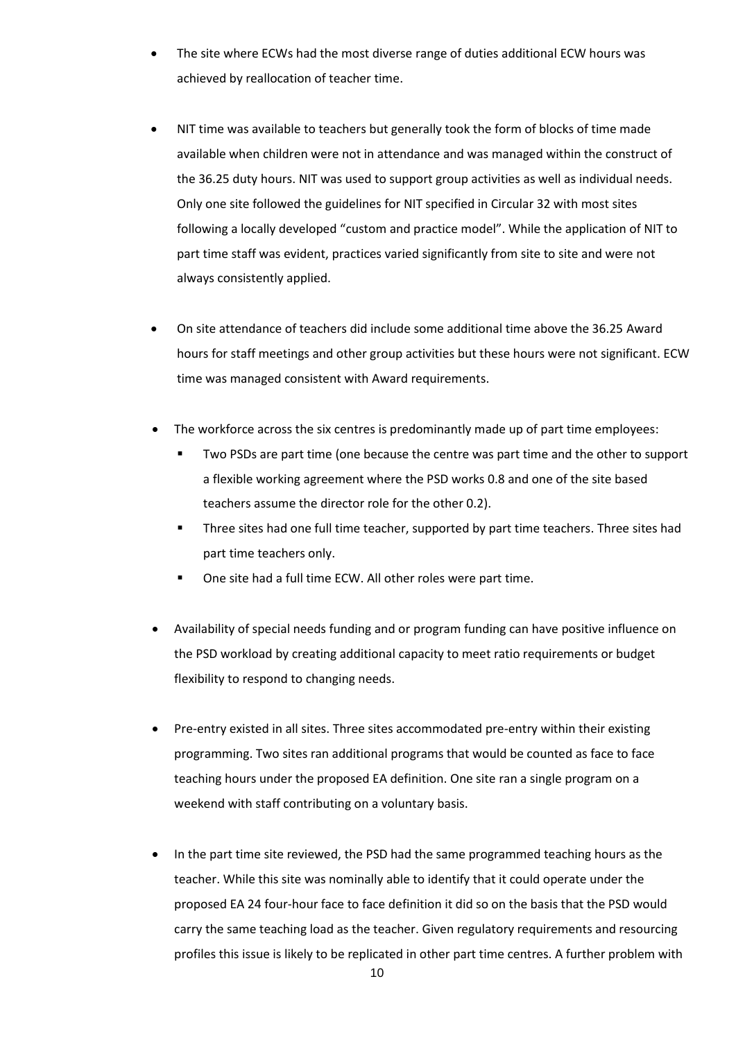- The site where ECWs had the most diverse range of duties additional ECW hours was achieved by reallocation of teacher time.

- NIT time was available to teachers but generally took the form of blocks of time made available when children were not in attendance and was managed within the construct of the 36.25 duty hours. NIT was used to support group activities as well as individual needs. Only one site followed the guidelines for NIT specified in Circular 32 with most sites following a locally developed "custom and practice model". While the application of NIT to part time staff was evident, practices varied significantly from site to site and were not always consistently applied.

- On site attendance of teachers did include some additional time above the 36.25 Award hours for staff meetings and other group activities but these hours were not significant. ECW time was managed consistent with Award requirements.

- The workforce across the six centres is predominantly made up of part time employees:
  - Two PSDs are part time (one because the centre was part time and the other to support a flexible working agreement where the PSD works 0.8 and one of the site based teachers assume the director role for the other 0.2).
  - Three sites had one full time teacher, supported by part time teachers. Three sites had part time teachers only.
  - One site had a full time ECW. All other roles were part time.

- Availability of special needs funding and or program funding can have positive influence on the PSD workload by creating additional capacity to meet ratio requirements or budget flexibility to respond to changing needs.

- Pre-entry existed in all sites. Three sites accommodated pre-entry within their existing programming. Two sites ran additional programs that would be counted as face to face teaching hours under the proposed EA definition. One site ran a single program on a weekend with staff contributing on a voluntary basis.

- In the part time site reviewed, the PSD had the same programmed teaching hours as the teacher. While this site was nominally able to identify that it could operate under the proposed EA 24 four-hour face to face definition it did so on the basis that the PSD would carry the same teaching load as the teacher. Given regulatory requirements and resourcing profiles this issue is likely to be replicated in other part time centres. A further problem with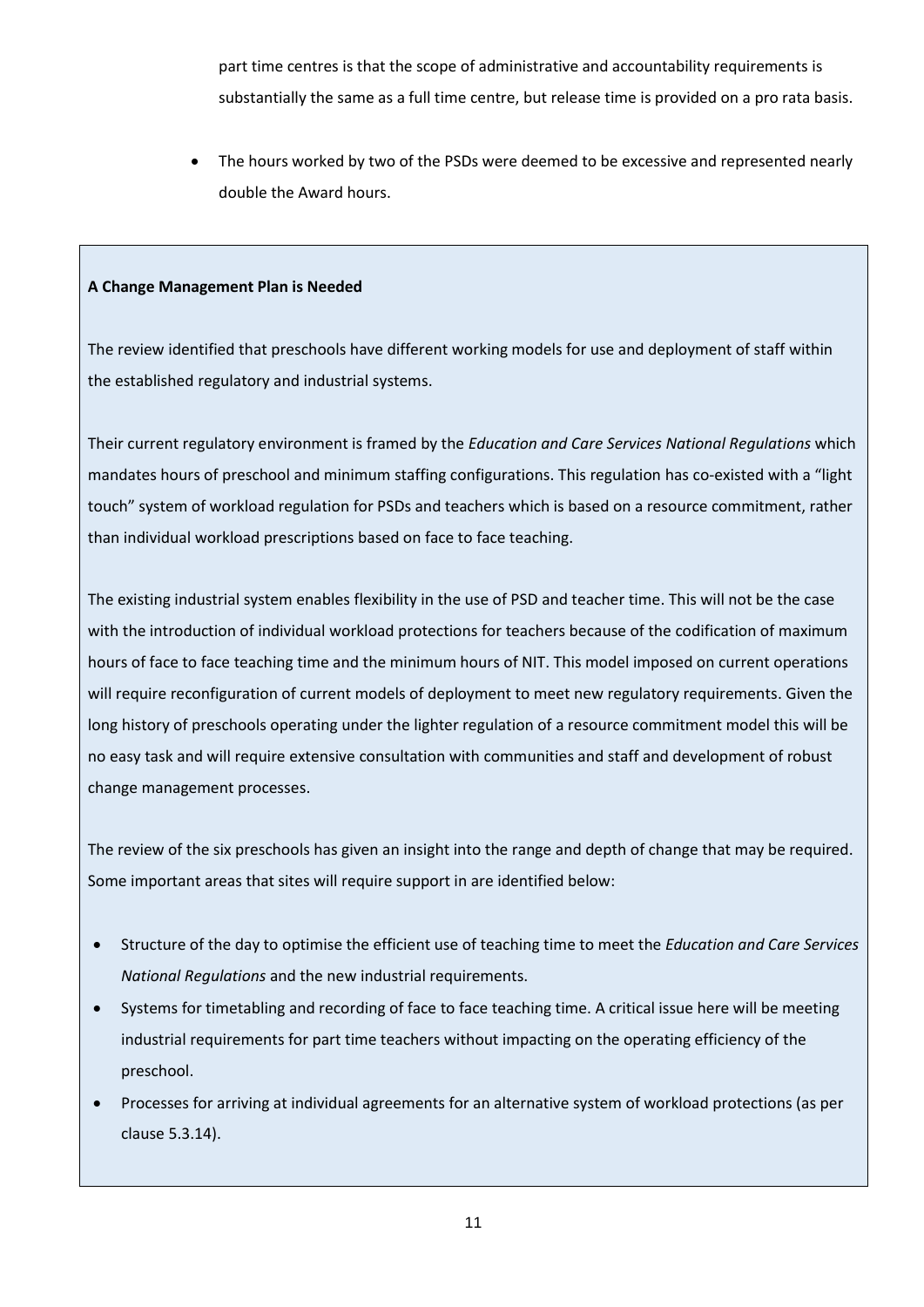part time centres is that the scope of administrative and accountability requirements is substantially the same as a full time centre, but release time is provided on a pro rata basis.

- The hours worked by two of the PSDs were deemed to be excessive and represented nearly double the Award hours.

**A Change Management Plan is Needed**

The review identified that preschools have different working models for use and deployment of staff within the established regulatory and industrial systems.

Their current regulatory environment is framed by the *Education and Care Services National Regulations* which mandates hours of preschool and minimum staffing configurations. This regulation has co-existed with a "light touch" system of workload regulation for PSDs and teachers which is based on a resource commitment, rather than individual workload prescriptions based on face to face teaching.

The existing industrial system enables flexibility in the use of PSD and teacher time. This will not be the case with the introduction of individual workload protections for teachers because of the codification of maximum hours of face to face teaching time and the minimum hours of NIT. This model imposed on current operations will require reconfiguration of current models of deployment to meet new regulatory requirements. Given the long history of preschools operating under the lighter regulation of a resource commitment model this will be no easy task and will require extensive consultation with communities and staff and development of robust change management processes.

The review of the six preschools has given an insight into the range and depth of change that may be required. Some important areas that sites will require support in are identified below:

- Structure of the day to optimise the efficient use of teaching time to meet the *Education and Care Services National Regulations* and the new industrial requirements.
- Systems for timetabling and recording of face to face teaching time. A critical issue here will be meeting industrial requirements for part time teachers without impacting on the operating efficiency of the preschool.
- Processes for arriving at individual agreements for an alternative system of workload protections (as per clause 5.3.14).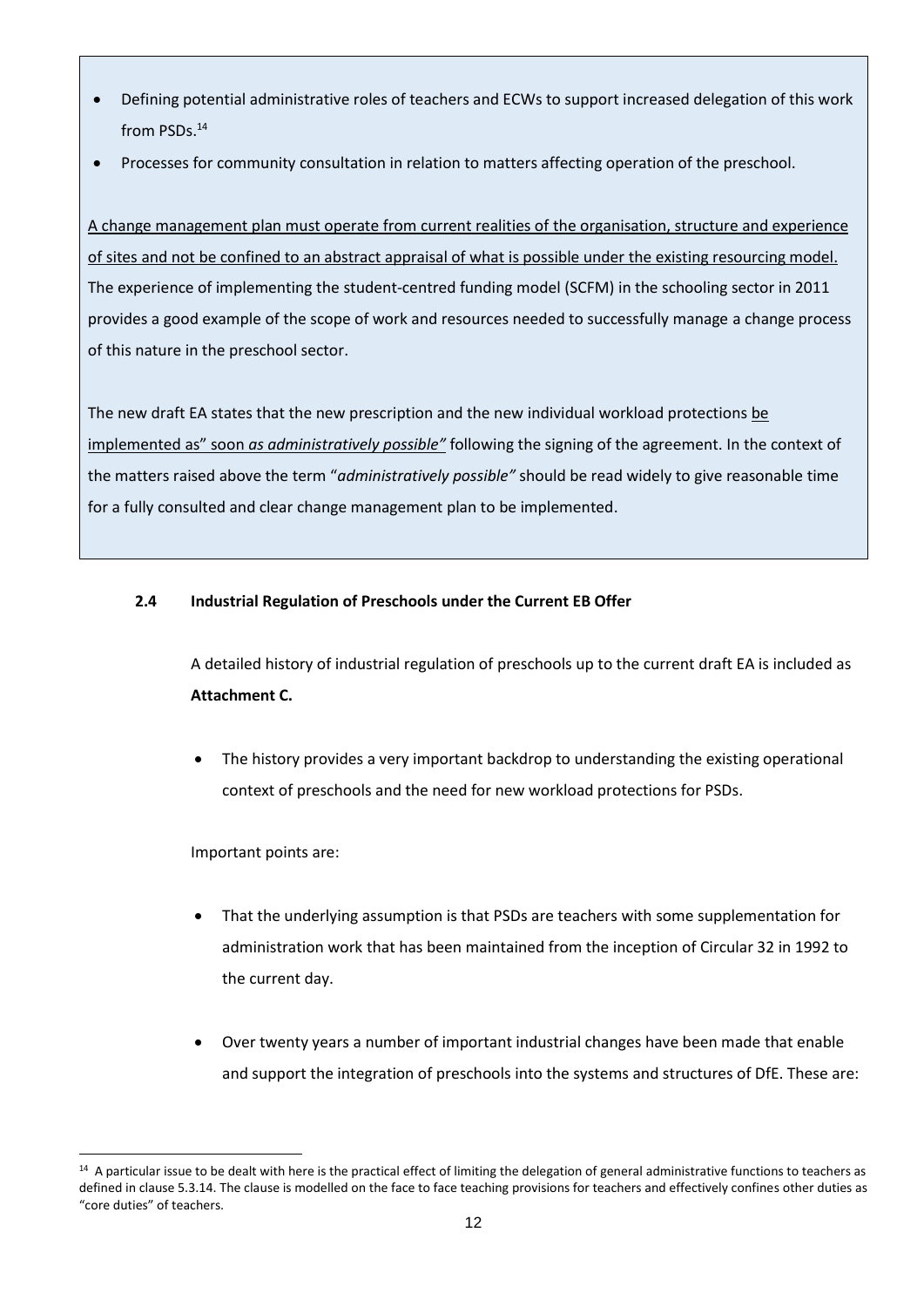- Defining potential administrative roles of teachers and ECWs to support increased delegation of this work from PSDs.[14]
- Processes for community consultation in relation to matters affecting operation of the preschool.

<u>A change management plan must operate from current realities of the organisation, structure and experience of sites and not be confined to an abstract appraisal of what is possible under the existing resourcing model.</u> The experience of implementing the student-centred funding model (SCFM) in the schooling sector in 2011 provides a good example of the scope of work and resources needed to successfully manage a change process of this nature in the preschool sector.

The new draft EA states that the new prescription and the new individual workload protections <u>be implemented as" soon *as administratively possible"*</u> following the signing of the agreement. In the context of the matters raised above the term "*administratively possible"* should be read widely to give reasonable time for a fully consulted and clear change management plan to be implemented.

### 2.4 Industrial Regulation of Preschools under the Current EB Offer

A detailed history of industrial regulation of preschools up to the current draft EA is included as **Attachment C.**

- The history provides a very important backdrop to understanding the existing operational context of preschools and the need for new workload protections for PSDs.

Important points are:

- That the underlying assumption is that PSDs are teachers with some supplementation for administration work that has been maintained from the inception of Circular 32 in 1992 to the current day.
- Over twenty years a number of important industrial changes have been made that enable and support the integration of preschools into the systems and structures of DfE. These are:

[14] A particular issue to be dealt with here is the practical effect of limiting the delegation of general administrative functions to teachers as defined in clause 5.3.14. The clause is modelled on the face to face teaching provisions for teachers and effectively confines other duties as "core duties" of teachers.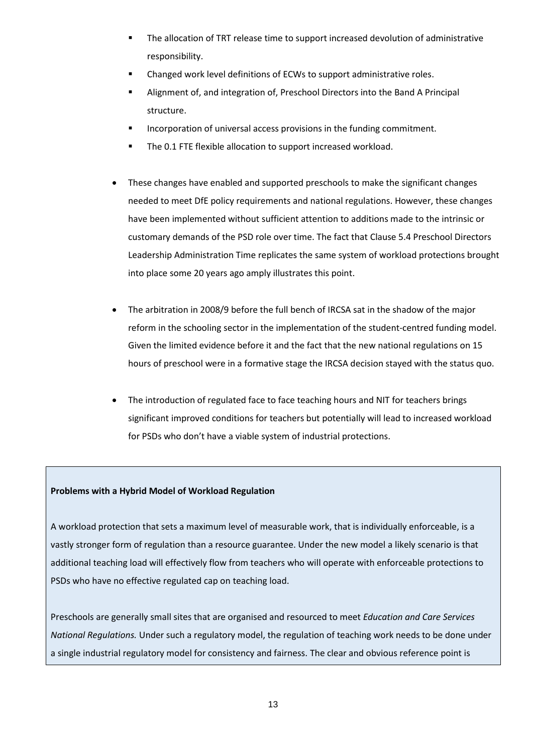- The allocation of TRT release time to support increased devolution of administrative responsibility.
  - Changed work level definitions of ECWs to support administrative roles.
  - Alignment of, and integration of, Preschool Directors into the Band A Principal structure.
  - Incorporation of universal access provisions in the funding commitment.
  - The 0.1 FTE flexible allocation to support increased workload.

- These changes have enabled and supported preschools to make the significant changes needed to meet DfE policy requirements and national regulations. However, these changes have been implemented without sufficient attention to additions made to the intrinsic or customary demands of the PSD role over time. The fact that Clause 5.4 Preschool Directors Leadership Administration Time replicates the same system of workload protections brought into place some 20 years ago amply illustrates this point.

- The arbitration in 2008/9 before the full bench of IRCSA sat in the shadow of the major reform in the schooling sector in the implementation of the student-centred funding model. Given the limited evidence before it and the fact that the new national regulations on 15 hours of preschool were in a formative stage the IRCSA decision stayed with the status quo.

- The introduction of regulated face to face teaching hours and NIT for teachers brings significant improved conditions for teachers but potentially will lead to increased workload for PSDs who don't have a viable system of industrial protections.

**Problems with a Hybrid Model of Workload Regulation**

A workload protection that sets a maximum level of measurable work, that is individually enforceable, is a vastly stronger form of regulation than a resource guarantee. Under the new model a likely scenario is that additional teaching load will effectively flow from teachers who will operate with enforceable protections to PSDs who have no effective regulated cap on teaching load.

Preschools are generally small sites that are organised and resourced to meet *Education and Care Services National Regulations.* Under such a regulatory model, the regulation of teaching work needs to be done under a single industrial regulatory model for consistency and fairness. The clear and obvious reference point is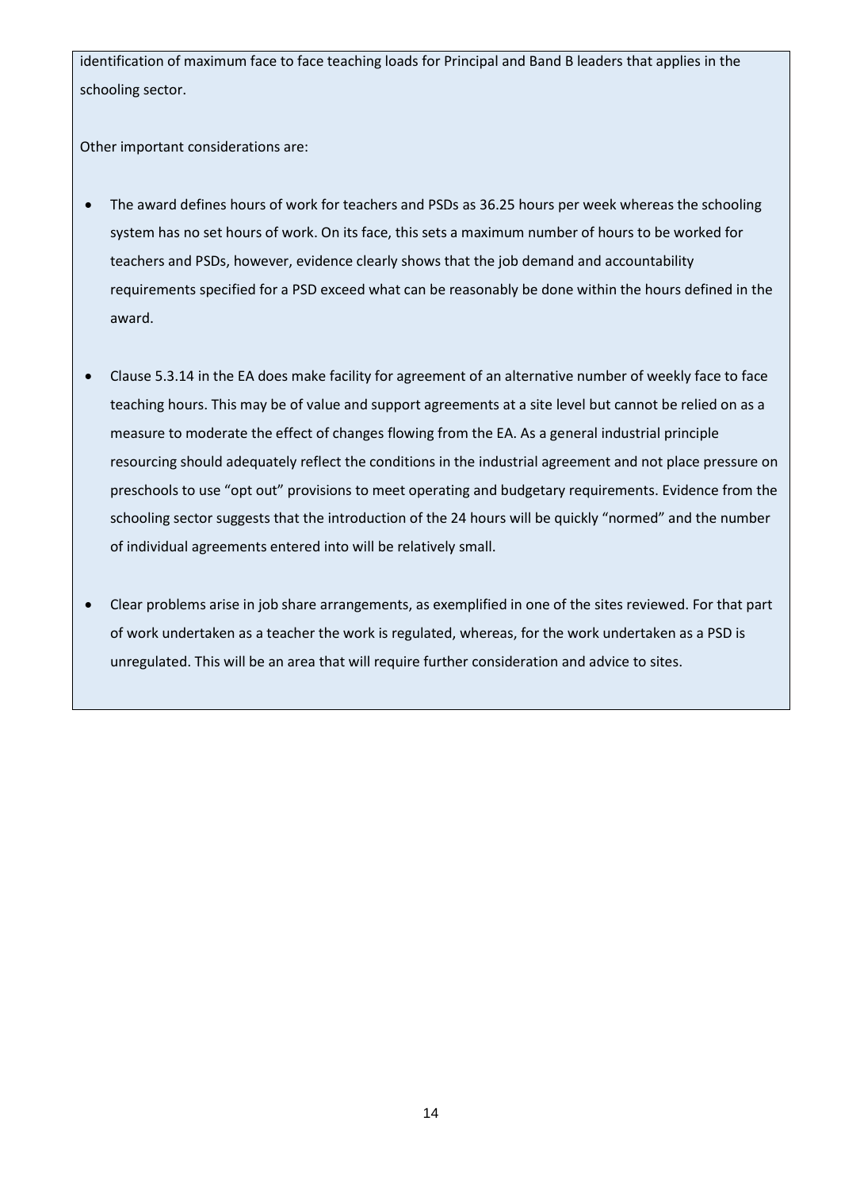identification of maximum face to face teaching loads for Principal and Band B leaders that applies in the schooling sector.

Other important considerations are:

- The award defines hours of work for teachers and PSDs as 36.25 hours per week whereas the schooling system has no set hours of work. On its face, this sets a maximum number of hours to be worked for teachers and PSDs, however, evidence clearly shows that the job demand and accountability requirements specified for a PSD exceed what can be reasonably be done within the hours defined in the award.

- Clause 5.3.14 in the EA does make facility for agreement of an alternative number of weekly face to face teaching hours. This may be of value and support agreements at a site level but cannot be relied on as a measure to moderate the effect of changes flowing from the EA. As a general industrial principle resourcing should adequately reflect the conditions in the industrial agreement and not place pressure on preschools to use "opt out" provisions to meet operating and budgetary requirements. Evidence from the schooling sector suggests that the introduction of the 24 hours will be quickly "normed" and the number of individual agreements entered into will be relatively small.

- Clear problems arise in job share arrangements, as exemplified in one of the sites reviewed. For that part of work undertaken as a teacher the work is regulated, whereas, for the work undertaken as a PSD is unregulated. This will be an area that will require further consideration and advice to sites.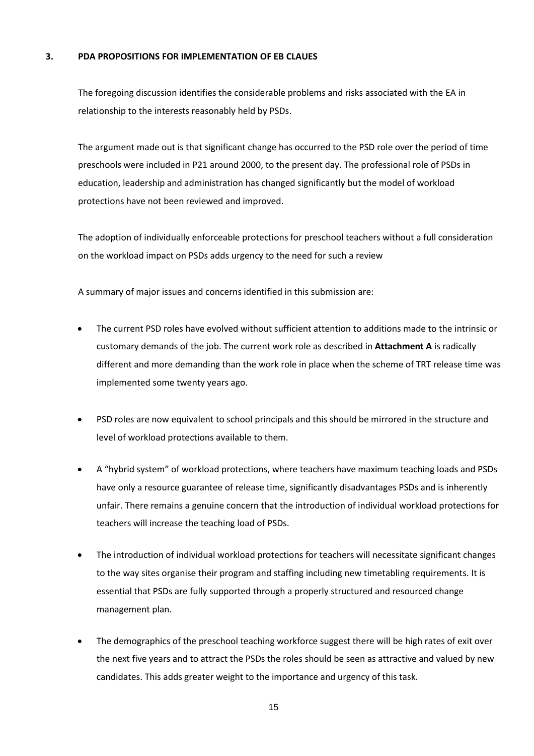## 3. PDA PROPOSITIONS FOR IMPLEMENTATION OF EB CLAUES

The foregoing discussion identifies the considerable problems and risks associated with the EA in relationship to the interests reasonably held by PSDs.

The argument made out is that significant change has occurred to the PSD role over the period of time preschools were included in P21 around 2000, to the present day. The professional role of PSDs in education, leadership and administration has changed significantly but the model of workload protections have not been reviewed and improved.

The adoption of individually enforceable protections for preschool teachers without a full consideration on the workload impact on PSDs adds urgency to the need for such a review

A summary of major issues and concerns identified in this submission are:

- The current PSD roles have evolved without sufficient attention to additions made to the intrinsic or customary demands of the job. The current work role as described in **Attachment A** is radically different and more demanding than the work role in place when the scheme of TRT release time was implemented some twenty years ago.
- PSD roles are now equivalent to school principals and this should be mirrored in the structure and level of workload protections available to them.
- A "hybrid system" of workload protections, where teachers have maximum teaching loads and PSDs have only a resource guarantee of release time, significantly disadvantages PSDs and is inherently unfair. There remains a genuine concern that the introduction of individual workload protections for teachers will increase the teaching load of PSDs.
- The introduction of individual workload protections for teachers will necessitate significant changes to the way sites organise their program and staffing including new timetabling requirements. It is essential that PSDs are fully supported through a properly structured and resourced change management plan.
- The demographics of the preschool teaching workforce suggest there will be high rates of exit over the next five years and to attract the PSDs the roles should be seen as attractive and valued by new candidates. This adds greater weight to the importance and urgency of this task.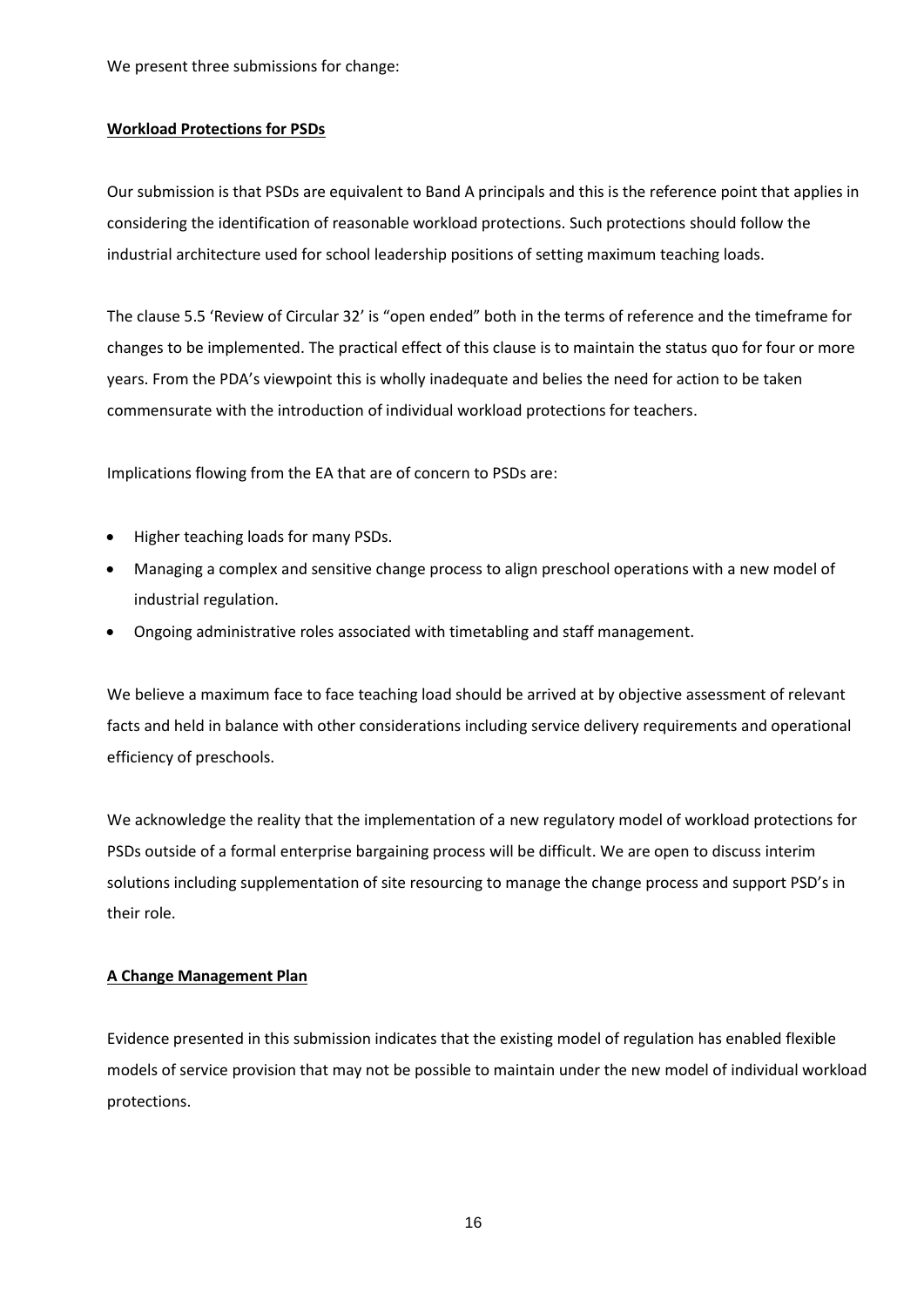We present three submissions for change:

**Workload Protections for PSDs**

Our submission is that PSDs are equivalent to Band A principals and this is the reference point that applies in considering the identification of reasonable workload protections. Such protections should follow the industrial architecture used for school leadership positions of setting maximum teaching loads.

The clause 5.5 'Review of Circular 32' is "open ended" both in the terms of reference and the timeframe for changes to be implemented. The practical effect of this clause is to maintain the status quo for four or more years. From the PDA's viewpoint this is wholly inadequate and belies the need for action to be taken commensurate with the introduction of individual workload protections for teachers.

Implications flowing from the EA that are of concern to PSDs are:

- Higher teaching loads for many PSDs.
- Managing a complex and sensitive change process to align preschool operations with a new model of industrial regulation.
- Ongoing administrative roles associated with timetabling and staff management.

We believe a maximum face to face teaching load should be arrived at by objective assessment of relevant facts and held in balance with other considerations including service delivery requirements and operational efficiency of preschools.

We acknowledge the reality that the implementation of a new regulatory model of workload protections for PSDs outside of a formal enterprise bargaining process will be difficult. We are open to discuss interim solutions including supplementation of site resourcing to manage the change process and support PSD's in their role.

**A Change Management Plan**

Evidence presented in this submission indicates that the existing model of regulation has enabled flexible models of service provision that may not be possible to maintain under the new model of individual workload protections.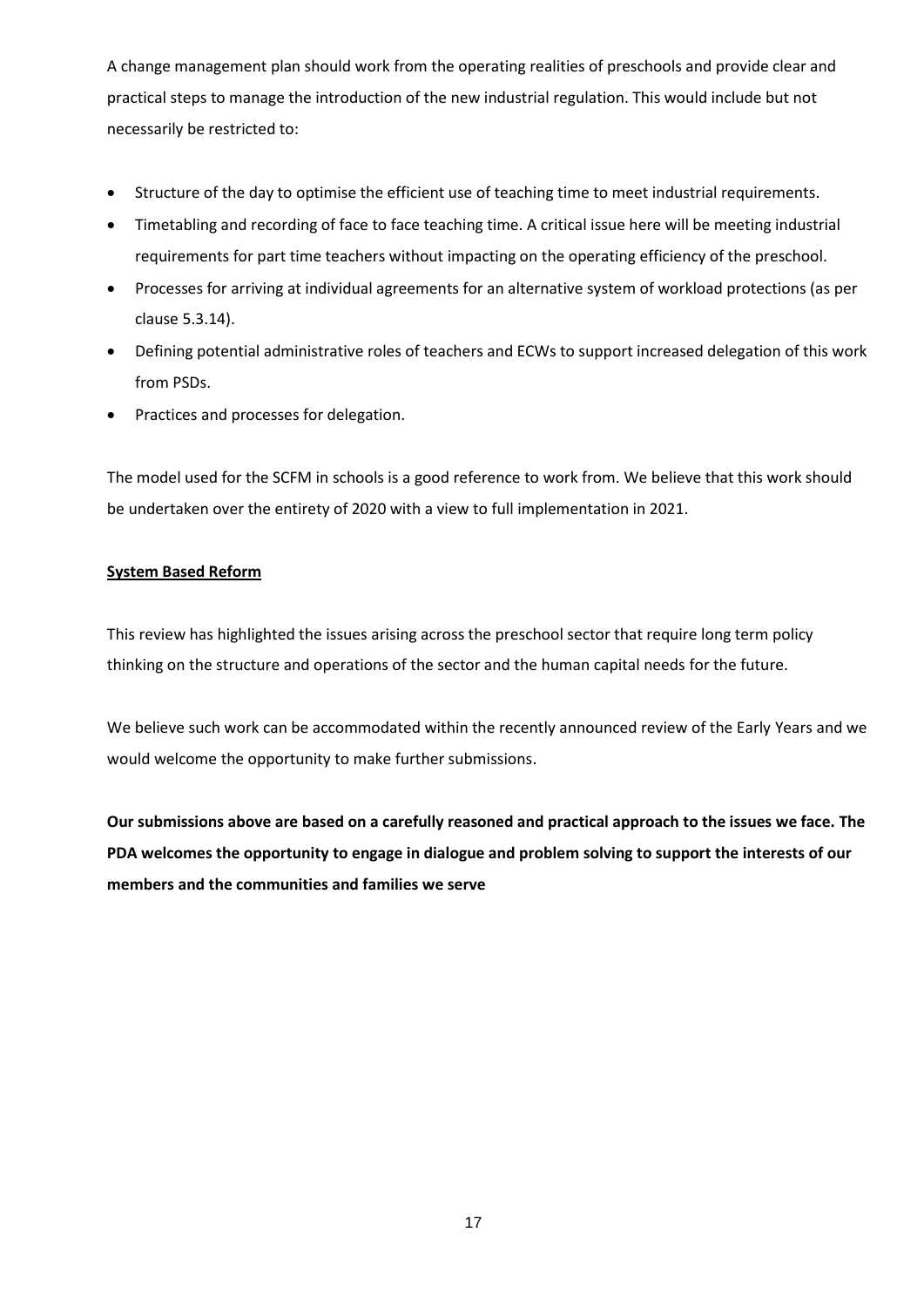A change management plan should work from the operating realities of preschools and provide clear and practical steps to manage the introduction of the new industrial regulation. This would include but not necessarily be restricted to:

- Structure of the day to optimise the efficient use of teaching time to meet industrial requirements.
- Timetabling and recording of face to face teaching time. A critical issue here will be meeting industrial requirements for part time teachers without impacting on the operating efficiency of the preschool.
- Processes for arriving at individual agreements for an alternative system of workload protections (as per clause 5.3.14).
- Defining potential administrative roles of teachers and ECWs to support increased delegation of this work from PSDs.
- Practices and processes for delegation.

The model used for the SCFM in schools is a good reference to work from. We believe that this work should be undertaken over the entirety of 2020 with a view to full implementation in 2021.

**System Based Reform**

This review has highlighted the issues arising across the preschool sector that require long term policy thinking on the structure and operations of the sector and the human capital needs for the future.

We believe such work can be accommodated within the recently announced review of the Early Years and we would welcome the opportunity to make further submissions.

**Our submissions above are based on a carefully reasoned and practical approach to the issues we face. The PDA welcomes the opportunity to engage in dialogue and problem solving to support the interests of our members and the communities and families we serve**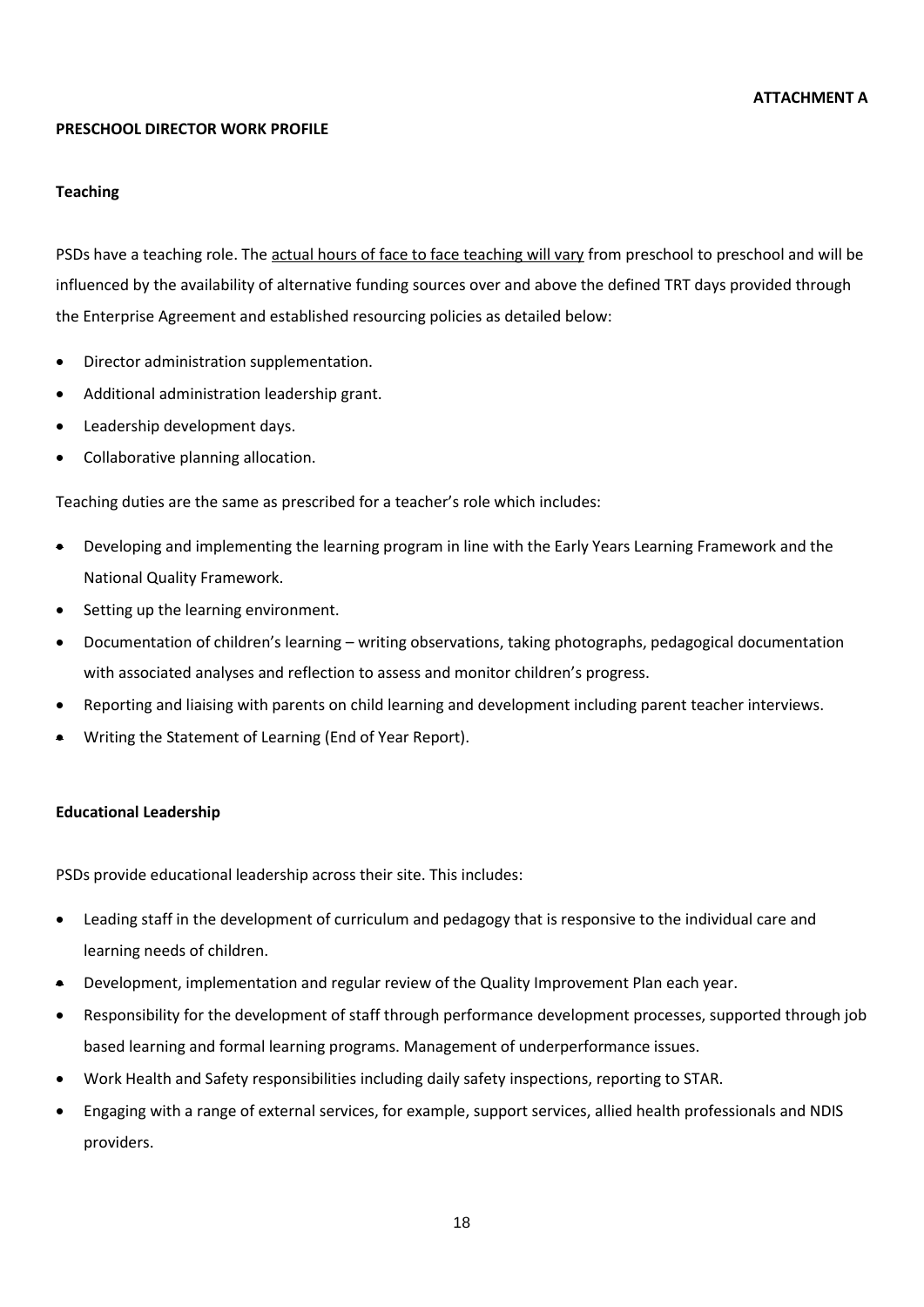**ATTACHMENT A**

**PRESCHOOL DIRECTOR WORK PROFILE**

**Teaching**

PSDs have a teaching role. The actual hours of face to face teaching will vary from preschool to preschool and will be influenced by the availability of alternative funding sources over and above the defined TRT days provided through the Enterprise Agreement and established resourcing policies as detailed below:

- Director administration supplementation.
- Additional administration leadership grant.
- Leadership development days.
- Collaborative planning allocation.

Teaching duties are the same as prescribed for a teacher's role which includes:

- Developing and implementing the learning program in line with the Early Years Learning Framework and the National Quality Framework.
- Setting up the learning environment.
- Documentation of children's learning – writing observations, taking photographs, pedagogical documentation with associated analyses and reflection to assess and monitor children's progress.
- Reporting and liaising with parents on child learning and development including parent teacher interviews.
- Writing the Statement of Learning (End of Year Report).

**Educational Leadership**

PSDs provide educational leadership across their site. This includes:

- Leading staff in the development of curriculum and pedagogy that is responsive to the individual care and learning needs of children.
- Development, implementation and regular review of the Quality Improvement Plan each year.
- Responsibility for the development of staff through performance development processes, supported through job based learning and formal learning programs. Management of underperformance issues.
- Work Health and Safety responsibilities including daily safety inspections, reporting to STAR.
- Engaging with a range of external services, for example, support services, allied health professionals and NDIS providers.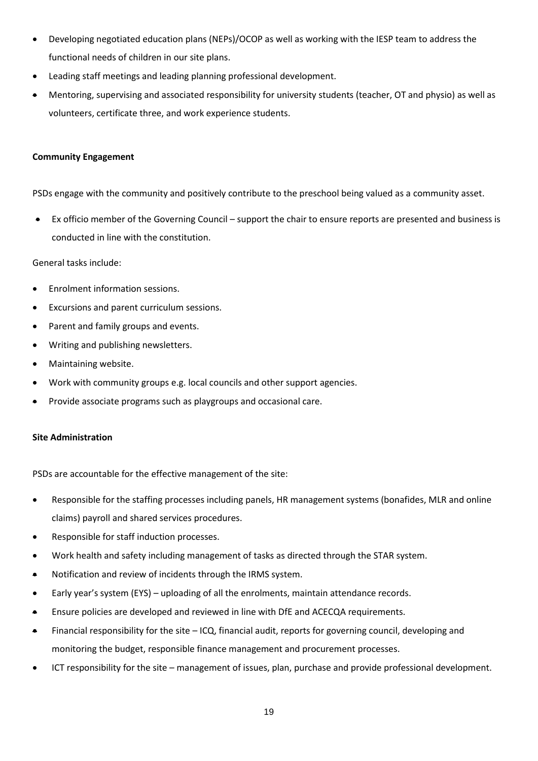- Developing negotiated education plans (NEPs)/OCOP as well as working with the IESP team to address the functional needs of children in our site plans.
- Leading staff meetings and leading planning professional development.
- Mentoring, supervising and associated responsibility for university students (teacher, OT and physio) as well as volunteers, certificate three, and work experience students.

**Community Engagement**

PSDs engage with the community and positively contribute to the preschool being valued as a community asset.

- Ex officio member of the Governing Council – support the chair to ensure reports are presented and business is conducted in line with the constitution.

General tasks include:

- Enrolment information sessions.
- Excursions and parent curriculum sessions.
- Parent and family groups and events.
- Writing and publishing newsletters.
- Maintaining website.
- Work with community groups e.g. local councils and other support agencies.
- Provide associate programs such as playgroups and occasional care.

**Site Administration**

PSDs are accountable for the effective management of the site:

- Responsible for the staffing processes including panels, HR management systems (bonafides, MLR and online claims) payroll and shared services procedures.
- Responsible for staff induction processes.
- Work health and safety including management of tasks as directed through the STAR system.
- Notification and review of incidents through the IRMS system.
- Early year's system (EYS) – uploading of all the enrolments, maintain attendance records.
- Ensure policies are developed and reviewed in line with DfE and ACECQA requirements.
- Financial responsibility for the site – ICQ, financial audit, reports for governing council, developing and monitoring the budget, responsible finance management and procurement processes.
- ICT responsibility for the site – management of issues, plan, purchase and provide professional development.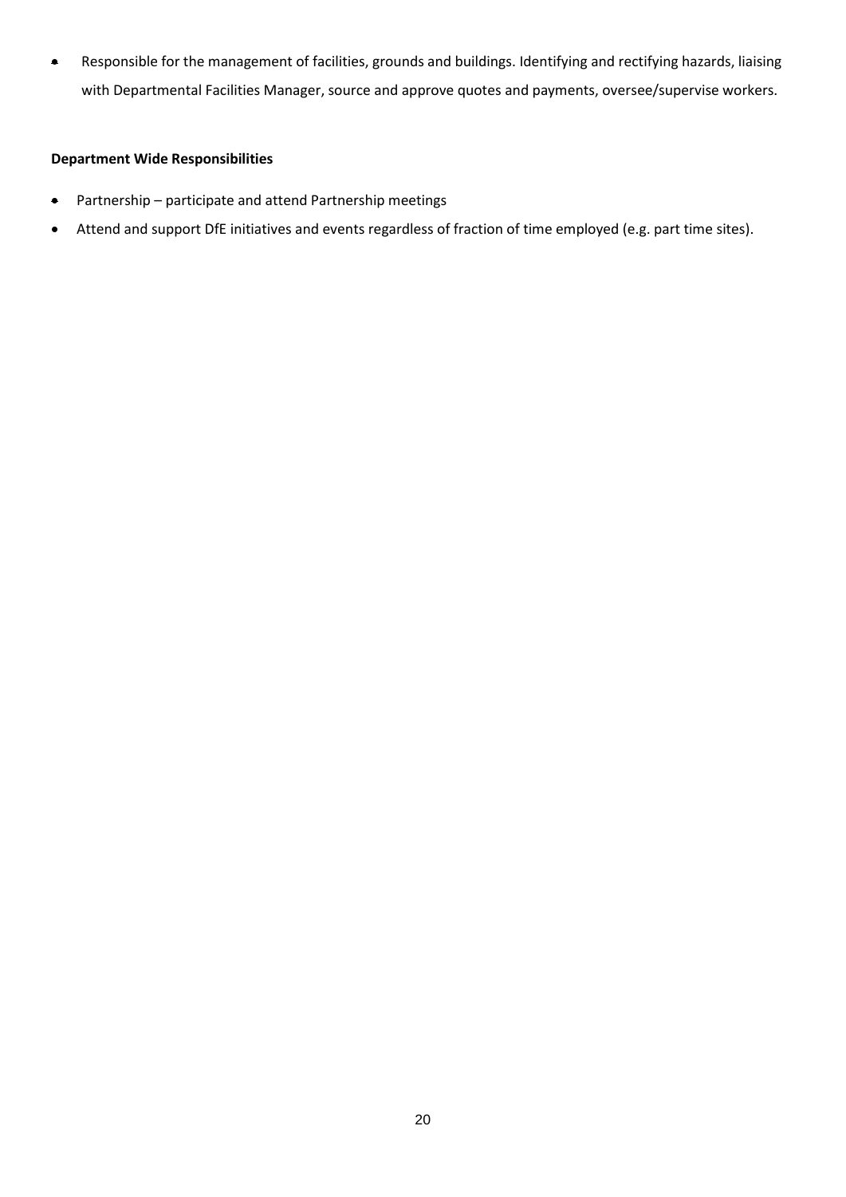- Responsible for the management of facilities, grounds and buildings. Identifying and rectifying hazards, liaising with Departmental Facilities Manager, source and approve quotes and payments, oversee/supervise workers.

**Department Wide Responsibilities**

- Partnership – participate and attend Partnership meetings
- Attend and support DfE initiatives and events regardless of fraction of time employed (e.g. part time sites).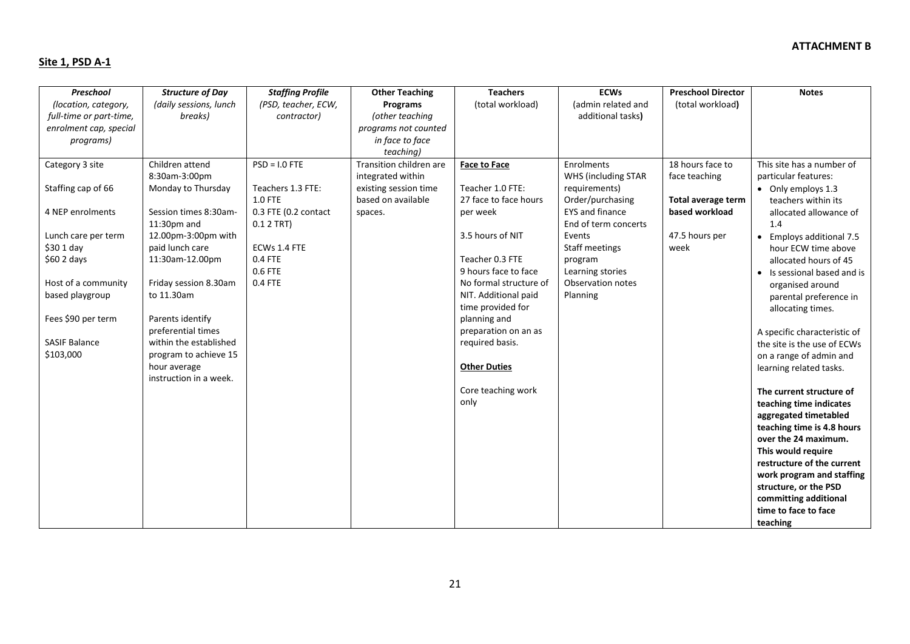**ATTACHMENT B**

## Site 1, PSD A-1

| ***Preschool*** *(location, category, full-time or part-time, enrolment cap, special programs)* | ***Structure of Day*** *(daily sessions, lunch breaks)* | ***Staffing Profile*** *(PSD, teacher, ECW, contractor)* | **Other Teaching Programs** *(other teaching programs not counted in face to face teaching)* | **Teachers** (total workload) | **ECWs** (admin related and additional tasks**)** | **Preschool Director** (total workload**)** | **Notes** |
|---|---|---|---|---|---|---|---|
| Category 3 site<br><br>Staffing cap of 66<br><br>4 NEP enrolments<br><br>Lunch care per term<br>$30 1 day<br>$60 2 days<br><br>Host of a community based playgroup<br><br>Fees $90 per term<br><br>SASIF Balance<br>$103,000 | Children attend 8:30am-3:00pm Monday to Thursday<br><br>Session times 8:30am-11:30pm and 12.00pm-3:00pm with paid lunch care 11:30am-12.00pm<br><br>Friday session 8.30am to 11.30am<br><br>Parents identify preferential times within the established program to achieve 15 hour average instruction in a week. | PSD = I.0 FTE<br><br>Teachers 1.3 FTE:<br>1.0 FTE<br>0.3 FTE (0.2 contact 0.1 2 TRT)<br><br>ECWs 1.4 FTE<br>0.4 FTE<br>0.6 FTE<br>0.4 FTE | Transition children are integrated within existing session time based on available spaces. | **Face to Face**<br><br>Teacher 1.0 FTE:<br>27 face to face hours per week<br><br>3.5 hours of NIT<br><br>Teacher 0.3 FTE<br>9 hours face to face<br>No formal structure of NIT. Additional paid time provided for planning and preparation on an as required basis.<br><br>**Other Duties**<br><br>Core teaching work only | Enrolments<br>WHS (including STAR requirements)<br>Order/purchasing<br>EYS and finance<br>End of term concerts<br>Events<br>Staff meetings<br>Learning stories program<br>Observation notes<br>Planning | 18 hours face to face teaching<br><br>**Total average term based workload**<br><br>47.5 hours per week | This site has a number of particular features:<br>• Only employs 1.3 teachers within its allocated allowance of 1.4<br>• Employs additional 7.5 hour ECW time above allocated hours of 45<br>• Is sessional based and is organised around parental preference in allocating times.<br><br>A specific characteristic of the site is the use of ECWs on a range of admin and learning related tasks.<br><br>**The current structure of teaching time indicates aggregated timetabled teaching time is 4.8 hours over the 24 maximum. This would require restructure of the current work program and staffing structure, or the PSD committing additional time to face to face teaching** |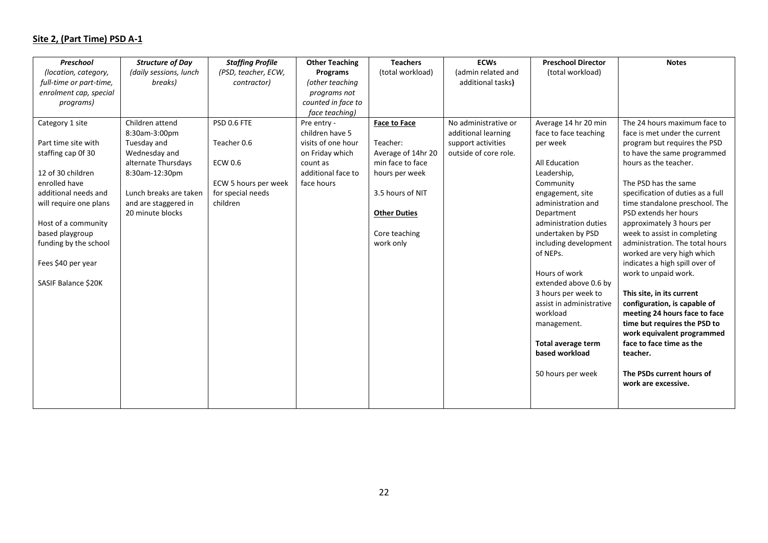## Site 2, (Part Time) PSD A-1

| ***Preschool*** *(location, category, full-time or part-time, enrolment cap, special programs)* | ***Structure of Day*** *(daily sessions, lunch breaks)* | ***Staffing Profile*** *(PSD, teacher, ECW, contractor)* | **Other Teaching Programs** *(other teaching programs not counted in face to face teaching)* | **Teachers** (total workload) | **ECWs** (admin related and additional tasks**)** | **Preschool Director** (total workload) | **Notes** |
|---|---|---|---|---|---|---|---|
| Category 1 site<br><br>Part time site with staffing cap 0f 30<br><br>12 of 30 children enrolled have additional needs and will require one plans<br><br>Host of a community based playgroup funding by the school<br><br>Fees $40 per year<br><br>SASIF Balance $20K | Children attend 8:30am-3:00pm Tuesday and Wednesday and alternate Thursdays 8:30am-12:30pm<br><br>Lunch breaks are taken and are staggered in 20 minute blocks | PSD 0.6 FTE<br><br>Teacher 0.6<br><br>ECW 0.6<br><br>ECW 5 hours per week for special needs children | Pre entry - children have 5 visits of one hour on Friday which count as additional face to face hours | **Face to Face**<br><br>Teacher:<br>Average of 14hr 20 min face to face hours per week<br><br>3.5 hours of NIT<br><br>**Other Duties**<br><br>Core teaching work only | No administrative or additional learning support activities outside of core role. | Average 14 hr 20 min face to face teaching per week<br><br>All Education Leadership, Community engagement, site administration and Department administration duties undertaken by PSD including development of NEPs.<br><br>Hours of work extended above 0.6 by 3 hours per week to assist in administrative workload management.<br><br>**Total average term based workload**<br><br>50 hours per week | The 24 hours maximum face to face is met under the current program but requires the PSD to have the same programmed hours as the teacher.<br><br>The PSD has the same specification of duties as a full time standalone preschool. The PSD extends her hours approximately 3 hours per week to assist in completing administration. The total hours worked are very high which indicates a high spill over of work to unpaid work.<br><br>**This site, in its current configuration, is capable of meeting 24 hours face to face time but requires the PSD to work equivalent programmed face to face time as the teacher.**<br><br>**The PSDs current hours of work are excessive.** |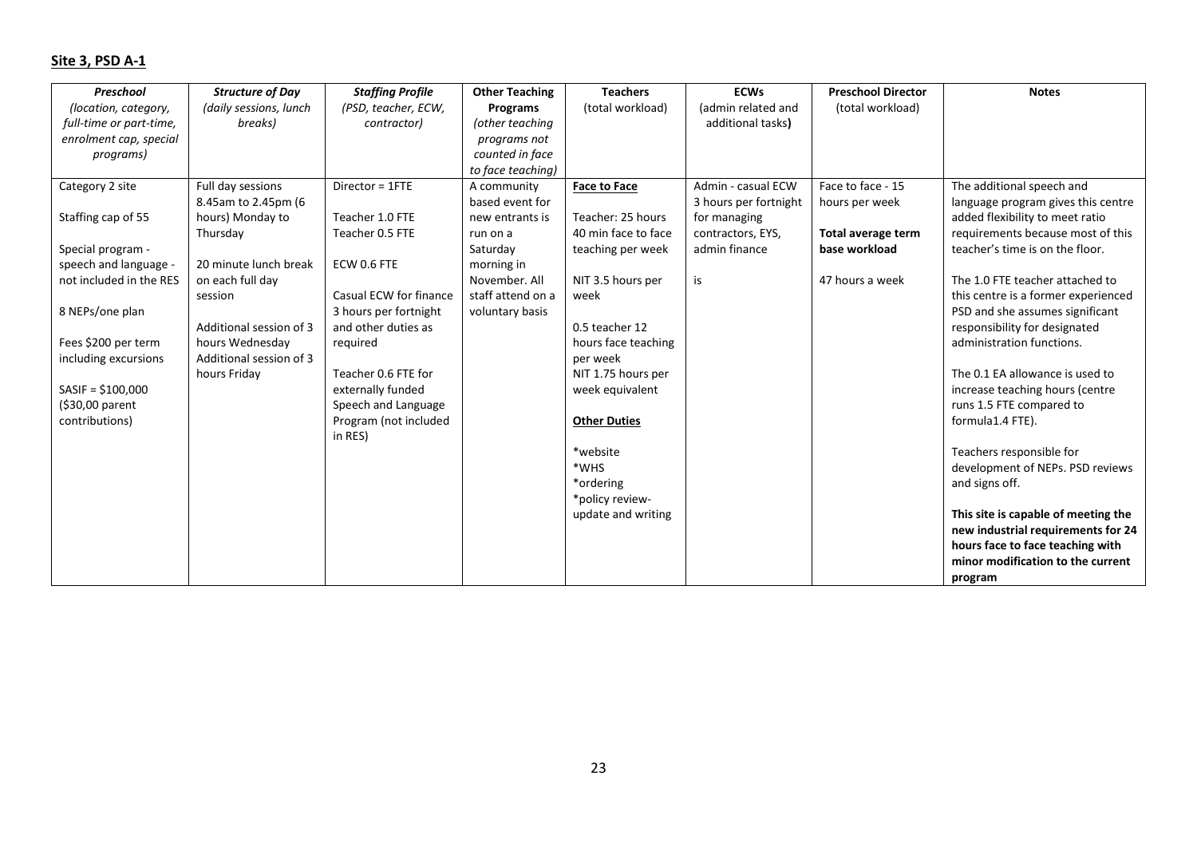## Site 3, PSD A-1

| ***Preschool*** *(location, category, full-time or part-time, enrolment cap, special programs)* | ***Structure of Day*** *(daily sessions, lunch breaks)* | ***Staffing Profile*** *(PSD, teacher, ECW, contractor)* | **Other Teaching Programs** *(other teaching programs not counted in face to face teaching)* | **Teachers** (total workload) | **ECWs** (admin related and additional tasks**)** | **Preschool Director** (total workload) | **Notes** |
|---|---|---|---|---|---|---|---|
| Category 2 site<br><br>Staffing cap of 55<br><br>Special program - speech and language - not included in the RES<br><br>8 NEPs/one plan<br><br>Fees $200 per term including excursions<br><br>SASIF = $100,000 ($30,00 parent contributions) | Full day sessions 8.45am to 2.45pm (6 hours) Monday to Thursday<br><br>20 minute lunch break on each full day session<br><br>Additional session of 3 hours Wednesday<br>Additional session of 3 hours Friday | Director = 1FTE<br><br>Teacher 1.0 FTE<br>Teacher 0.5 FTE<br><br>ECW 0.6 FTE<br><br>Casual ECW for finance 3 hours per fortnight and other duties as required<br><br>Teacher 0.6 FTE for externally funded Speech and Language Program (not included in RES) | A community based event for new entrants is run on a Saturday morning in November. All staff attend on a voluntary basis | <u>**Face to Face**</u><br><br>Teacher: 25 hours 40 min face to face teaching per week<br><br>NIT 3.5 hours per week<br><br>0.5 teacher 12 hours face teaching per week<br>NIT 1.75 hours per week equivalent<br><br><u>**Other Duties**</u><br><br>*website<br>*WHS<br>*ordering<br>*policy review- update and writing | Admin - casual ECW 3 hours per fortnight for managing contractors, EYS, admin finance<br><br>is | Face to face - 15 hours per week<br><br>**Total average term base workload**<br><br>47 hours a week | The additional speech and language program gives this centre added flexibility to meet ratio requirements because most of this teacher's time is on the floor.<br><br>The 1.0 FTE teacher attached to this centre is a former experienced PSD and she assumes significant responsibility for designated administration functions.<br><br>The 0.1 EA allowance is used to increase teaching hours (centre runs 1.5 FTE compared to formula1.4 FTE).<br><br>Teachers responsible for development of NEPs. PSD reviews and signs off.<br><br>**This site is capable of meeting the new industrial requirements for 24 hours face to face teaching with minor modification to the current program** |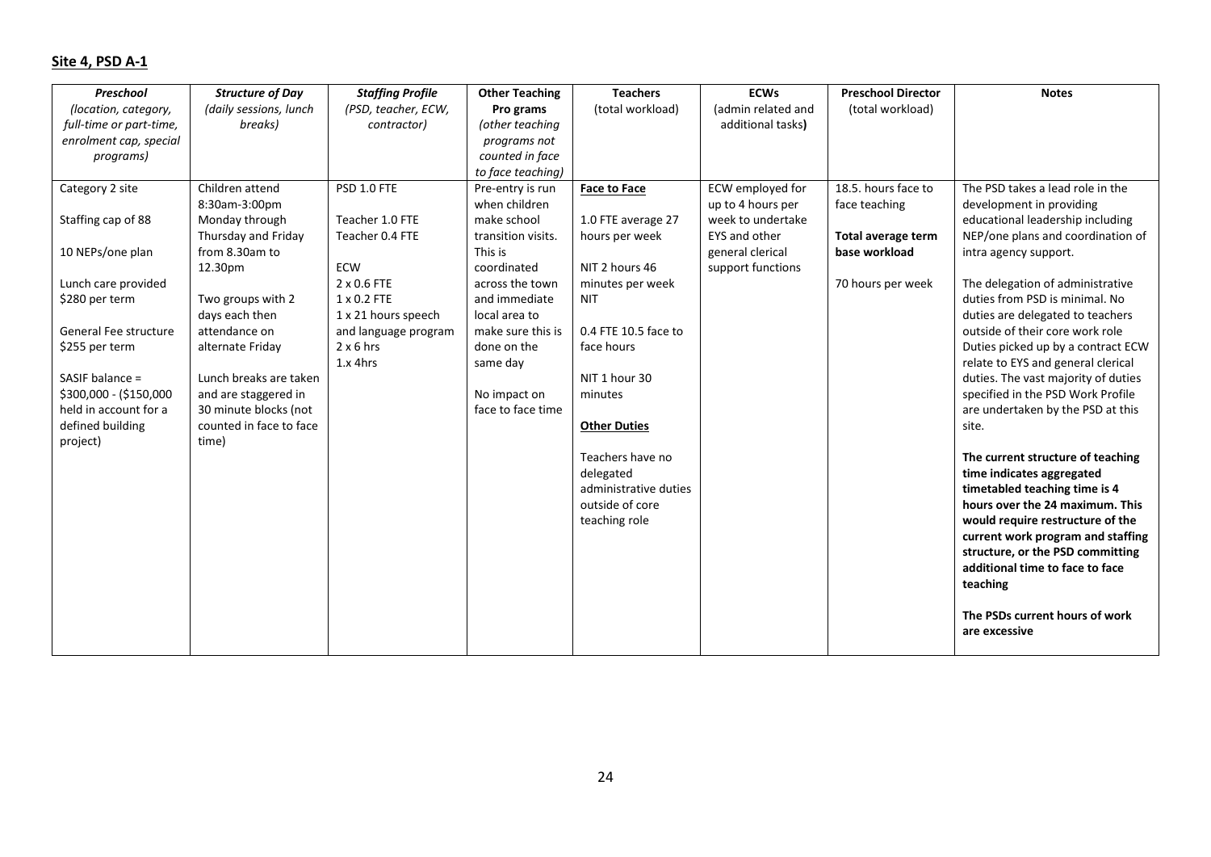**Site 4, PSD A-1**

| ***Preschool*** *(location, category, full-time or part-time, enrolment cap, special programs)* | ***Structure of Day*** *(daily sessions, lunch breaks)* | ***Staffing Profile*** *(PSD, teacher, ECW, contractor)* | **Other Teaching Pro grams** *(other teaching programs not counted in face to face teaching)* | **Teachers** (total workload) | **ECWs** (admin related and additional tasks**)** | **Preschool Director** (total workload) | **Notes** |
|---|---|---|---|---|---|---|---|
| Category 2 site<br><br>Staffing cap of 88<br><br>10 NEPs/one plan<br><br>Lunch care provided $280 per term<br><br>General Fee structure $255 per term<br><br>SASIF balance = $300,000 - ($150,000 held in account for a defined building project) | Children attend 8:30am-3:00pm Monday through Thursday and Friday from 8.30am to 12.30pm<br><br>Two groups with 2 days each then attendance on alternate Friday<br><br>Lunch breaks are taken and are staggered in 30 minute blocks (not counted in face to face time) | PSD 1.0 FTE<br><br>Teacher 1.0 FTE<br>Teacher 0.4 FTE<br><br>ECW<br>2 x 0.6 FTE<br>1 x 0.2 FTE<br>1 x 21 hours speech and language program<br>2 x 6 hrs<br>1.x 4hrs | Pre-entry is run when children make school transition visits. This is coordinated across the town and immediate local area to make sure this is done on the same day<br><br>No impact on face to face time | **Face to Face**<br><br>1.0 FTE average 27 hours per week<br><br>NIT 2 hours 46 minutes per week NIT<br><br>0.4 FTE 10.5 face to face hours<br><br>NIT 1 hour 30 minutes<br><br>**Other Duties**<br><br>Teachers have no delegated administrative duties outside of core teaching role | ECW employed for up to 4 hours per week to undertake EYS and other general clerical support functions | 18.5. hours face to face teaching<br><br>**Total average term base workload**<br><br>70 hours per week | The PSD takes a lead role in the development in providing educational leadership including NEP/one plans and coordination of intra agency support.<br><br>The delegation of administrative duties from PSD is minimal. No duties are delegated to teachers outside of their core work role Duties picked up by a contract ECW relate to EYS and general clerical duties. The vast majority of duties specified in the PSD Work Profile are undertaken by the PSD at this site.<br><br>**The current structure of teaching time indicates aggregated timetabled teaching time is 4 hours over the 24 maximum. This would require restructure of the current work program and staffing structure, or the PSD committing additional time to face to face teaching**<br><br>**The PSDs current hours of work are excessive** |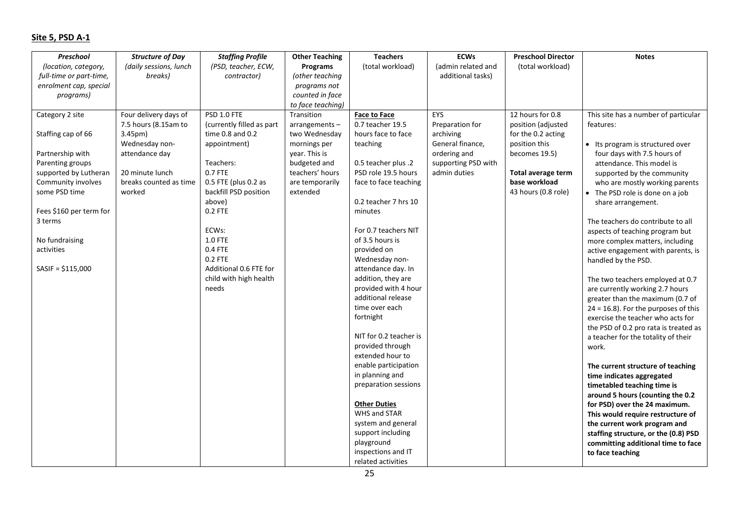## Site 5, PSD A-1

| ***Preschool*** *(location, category, full-time or part-time, enrolment cap, special programs)* | ***Structure of Day*** *(daily sessions, lunch breaks)* | ***Staffing Profile*** *(PSD, teacher, ECW, contractor)* | **Other Teaching Programs** *(other teaching programs not counted in face to face teaching)* | **Teachers** (total workload) | **ECWs** (admin related and additional tasks) | **Preschool Director** (total workload) | **Notes** |
|---|---|---|---|---|---|---|---|
| Category 2 site<br><br>Staffing cap of 66<br><br>Partnership with Parenting groups supported by Lutheran Community involves some PSD time<br><br>Fees $160 per term for 3 terms<br><br>No fundraising activities<br><br>SASIF = $115,000 | Four delivery days of 7.5 hours (8.15am to 3.45pm)<br>Wednesday non-attendance day<br><br>20 minute lunch breaks counted as time worked | PSD 1.0 FTE (currently filled as part time 0.8 and 0.2 appointment)<br><br>Teachers:<br>0.7 FTE<br>0.5 FTE (plus 0.2 as backfill PSD position above)<br>0.2 FTE<br><br>ECWs:<br>1.0 FTE<br>0.4 FTE<br>0.2 FTE<br>Additional 0.6 FTE for child with high health needs | Transition arrangements – two Wednesday mornings per year. This is budgeted and teachers' hours are temporarily extended | **Face to Face**<br>0.7 teacher 19.5 hours face to face teaching<br><br>0.5 teacher plus .2 PSD role 19.5 hours face to face teaching<br><br>0.2 teacher 7 hrs 10 minutes<br><br>For 0.7 teachers NIT of 3.5 hours is provided on Wednesday non-attendance day. In addition, they are provided with 4 hour additional release time over each fortnight<br><br>NIT for 0.2 teacher is provided through extended hour to enable participation in planning and preparation sessions<br><br>**Other Duties**<br>WHS and STAR system and general support including playground inspections and IT related activities | EYS<br>Preparation for archiving<br>General finance, ordering and supporting PSD with admin duties | 12 hours for 0.8 position (adjusted for the 0.2 acting position this becomes 19.5)<br><br>**Total average term base workload**<br>43 hours (0.8 role) | This site has a number of particular features:<br><br>• Its program is structured over four days with 7.5 hours of attendance. This model is supported by the community who are mostly working parents<br>• The PSD role is done on a job share arrangement.<br><br>The teachers do contribute to all aspects of teaching program but more complex matters, including active engagement with parents, is handled by the PSD.<br><br>The two teachers employed at 0.7 are currently working 2.7 hours greater than the maximum (0.7 of 24 = 16.8). For the purposes of this exercise the teacher who acts for the PSD of 0.2 pro rata is treated as a teacher for the totality of their work.<br><br>**The current structure of teaching time indicates aggregated timetabled teaching time is around 5 hours (counting the 0.2 for PSD) over the 24 maximum. This would require restructure of the current work program and staffing structure, or the (0.8) PSD committing additional time to face to face teaching** |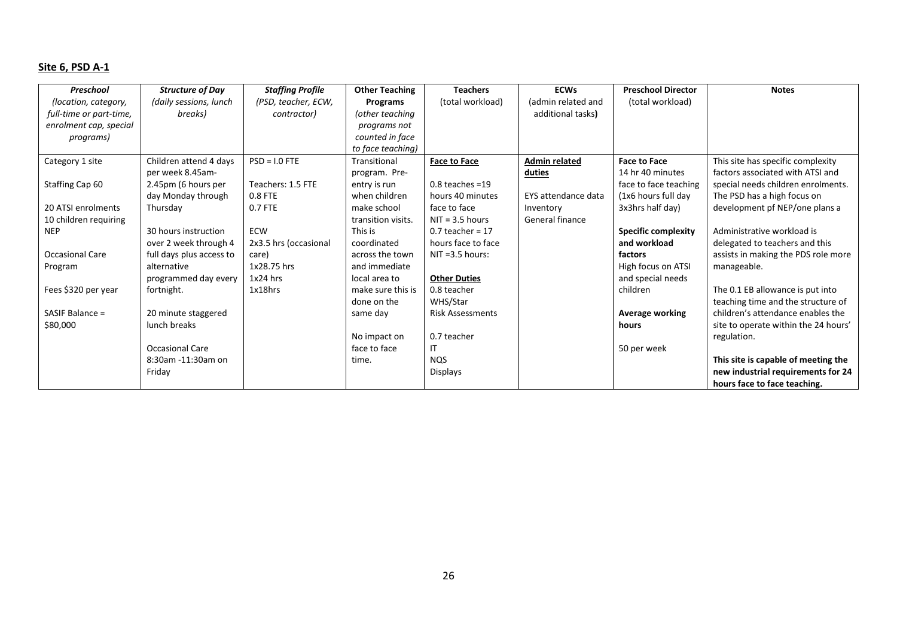## Site 6, PSD A-1

| ***Preschool*** *(location, category, full-time or part-time, enrolment cap, special programs)* | ***Structure of Day*** *(daily sessions, lunch breaks)* | ***Staffing Profile*** *(PSD, teacher, ECW, contractor)* | **Other Teaching Programs** *(other teaching programs not counted in face to face teaching)* | **Teachers** (total workload) | **ECWs** (admin related and additional tasks**)** | **Preschool Director** (total workload) | **Notes** |
|---|---|---|---|---|---|---|---|
| Category 1 site<br><br>Staffing Cap 60<br><br>20 ATSI enrolments<br>10 children requiring NEP<br><br>Occasional Care Program<br><br>Fees $320 per year<br><br>SASIF Balance = $80,000 | Children attend 4 days per week 8.45am-2.45pm (6 hours per day Monday through Thursday<br><br>30 hours instruction over 2 week through 4 full days plus access to alternative programmed day every fortnight.<br><br>20 minute staggered lunch breaks<br><br>Occasional Care<br>8:30am -11:30am on Friday | PSD = I.0 FTE<br><br>Teachers: 1.5 FTE<br>0.8 FTE<br>0.7 FTE<br><br>ECW<br>2x3.5 hrs (occasional care)<br>1x28.75 hrs<br>1x24 hrs<br>1x18hrs | Transitional program. Pre-entry is run when children make school transition visits. This is coordinated across the town and immediate local area to make sure this is done on the same day<br><br>No impact on face to face time. | **<u>Face to Face</u>**<br><br>0.8 teaches =19 hours 40 minutes face to face<br>NIT = 3.5 hours<br>0.7 teacher = 17 hours face to face<br>NIT =3.5 hours:<br><br>**<u>Other Duties</u>**<br>0.8 teacher<br>WHS/Star<br>Risk Assessments<br><br>0.7 teacher<br>IT<br>NQS<br>Displays | **<u>Admin related duties</u>**<br><br>EYS attendance data<br>Inventory<br>General finance | **Face to Face**<br>14 hr 40 minutes face to face teaching (1x6 hours full day 3x3hrs half day)<br><br>**Specific complexity and workload factors**<br>High focus on ATSI and special needs children<br><br>**Average working hours**<br><br>50 per week | This site has specific complexity factors associated with ATSI and special needs children enrolments. The PSD has a high focus on development pf NEP/one plans a<br><br>Administrative workload is delegated to teachers and this assists in making the PDS role more manageable.<br><br>The 0.1 EB allowance is put into teaching time and the structure of children's attendance enables the site to operate within the 24 hours' regulation.<br><br>**This site is capable of meeting the new industrial requirements for 24 hours face to face teaching.** |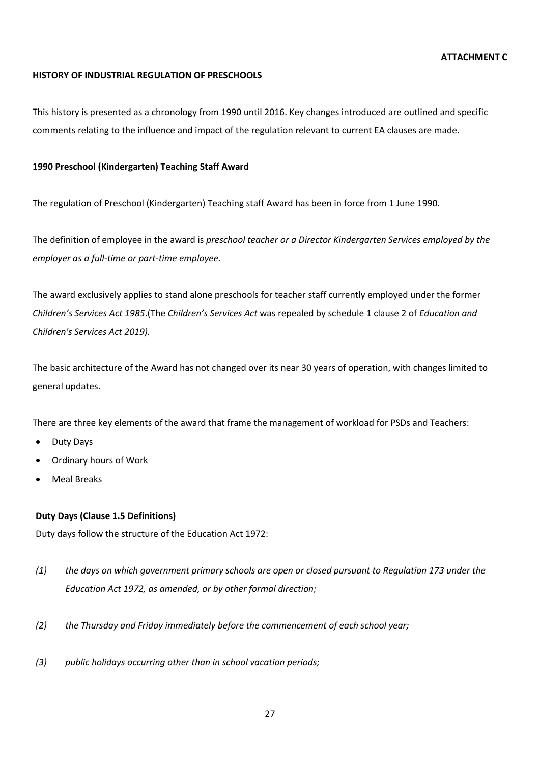**ATTACHMENT C**

## HISTORY OF INDUSTRIAL REGULATION OF PRESCHOOLS

This history is presented as a chronology from 1990 until 2016. Key changes introduced are outlined and specific comments relating to the influence and impact of the regulation relevant to current EA clauses are made.

### 1990 Preschool (Kindergarten) Teaching Staff Award

The regulation of Preschool (Kindergarten) Teaching staff Award has been in force from 1 June 1990.

The definition of employee in the award is *preschool teacher or a Director Kindergarten Services employed by the employer as a full-time or part-time employee.*

The award exclusively applies to stand alone preschools for teacher staff currently employed under the former *Children's Services Act 1985*.(The *Children's Services Act* was repealed by schedule 1 clause 2 of *Education and Children's Services Act 2019).*

The basic architecture of the Award has not changed over its near 30 years of operation, with changes limited to general updates.

There are three key elements of the award that frame the management of workload for PSDs and Teachers:

- Duty Days
- Ordinary hours of Work
- Meal Breaks

#### Duty Days (Clause 1.5 Definitions)

Duty days follow the structure of the Education Act 1972:

*(1) the days on which government primary schools are open or closed pursuant to Regulation 173 under the Education Act 1972, as amended, or by other formal direction;*

*(2) the Thursday and Friday immediately before the commencement of each school year;*

*(3) public holidays occurring other than in school vacation periods;*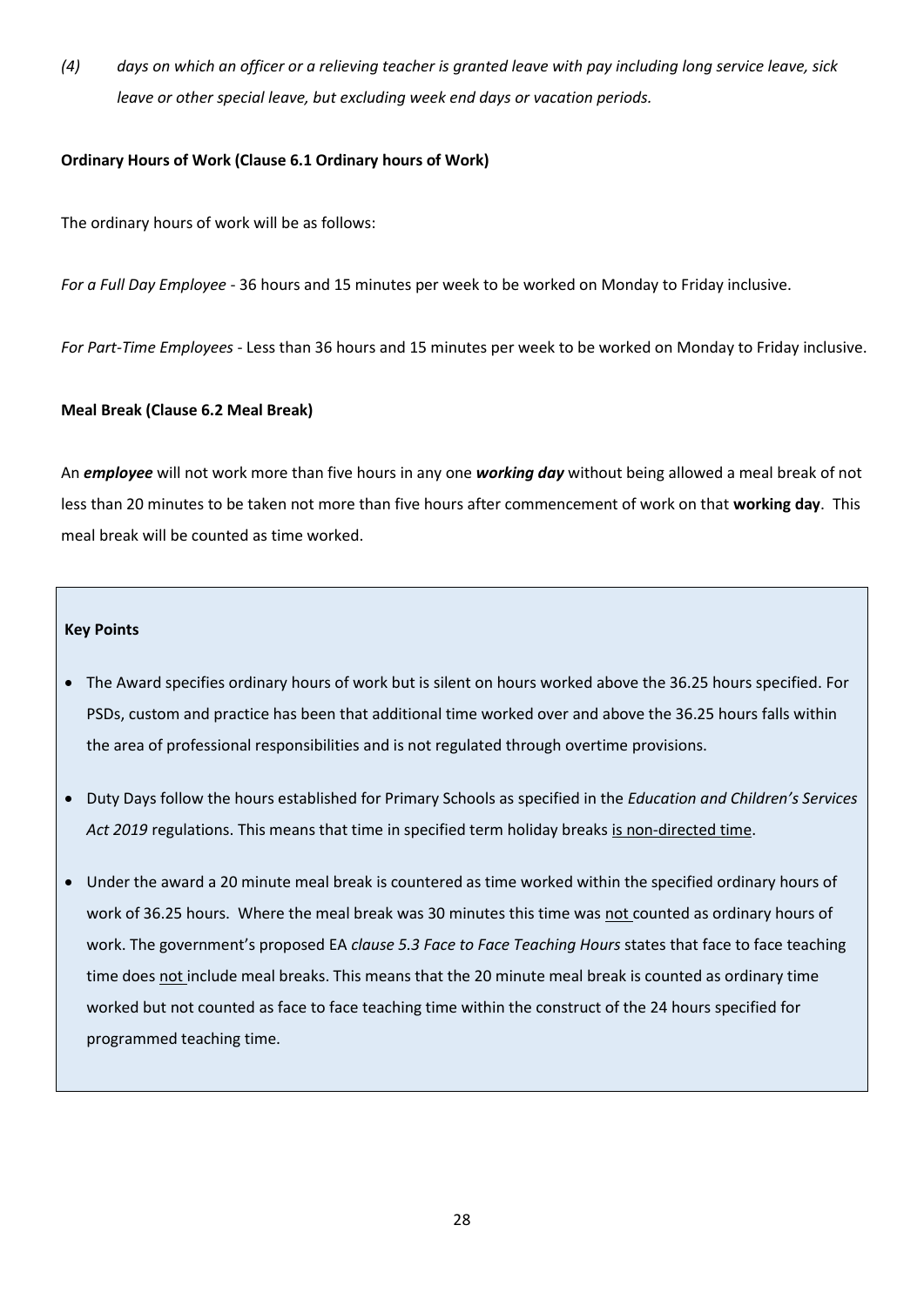*(4) days on which an officer or a relieving teacher is granted leave with pay including long service leave, sick leave or other special leave, but excluding week end days or vacation periods.*

**Ordinary Hours of Work (Clause 6.1 Ordinary hours of Work)**

The ordinary hours of work will be as follows:

*For a Full Day Employee* - 36 hours and 15 minutes per week to be worked on Monday to Friday inclusive.

*For Part-Time Employees* - Less than 36 hours and 15 minutes per week to be worked on Monday to Friday inclusive.

**Meal Break (Clause 6.2 Meal Break)**

An ***employee*** will not work more than five hours in any one ***working day*** without being allowed a meal break of not less than 20 minutes to be taken not more than five hours after commencement of work on that **working day**. This meal break will be counted as time worked.

**Key Points**

- The Award specifies ordinary hours of work but is silent on hours worked above the 36.25 hours specified. For PSDs, custom and practice has been that additional time worked over and above the 36.25 hours falls within the area of professional responsibilities and is not regulated through overtime provisions.
- Duty Days follow the hours established for Primary Schools as specified in the *Education and Children's Services Act 2019* regulations. This means that time in specified term holiday breaks is non-directed time.
- Under the award a 20 minute meal break is countered as time worked within the specified ordinary hours of work of 36.25 hours. Where the meal break was 30 minutes this time was not counted as ordinary hours of work. The government's proposed EA *clause 5.3 Face to Face Teaching Hours* states that face to face teaching time does not include meal breaks. This means that the 20 minute meal break is counted as ordinary time worked but not counted as face to face teaching time within the construct of the 24 hours specified for programmed teaching time.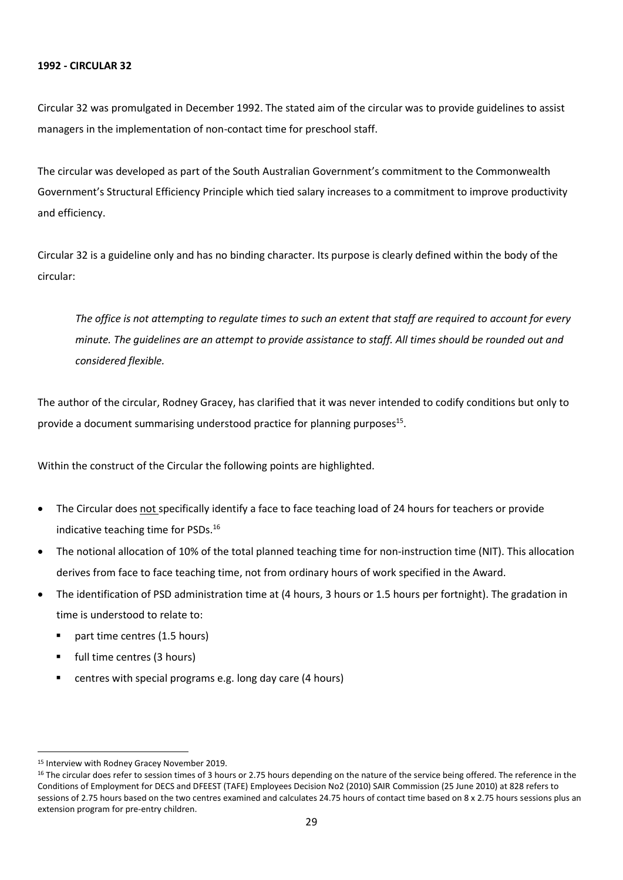**1992 - CIRCULAR 32**

Circular 32 was promulgated in December 1992. The stated aim of the circular was to provide guidelines to assist managers in the implementation of non-contact time for preschool staff.

The circular was developed as part of the South Australian Government's commitment to the Commonwealth Government's Structural Efficiency Principle which tied salary increases to a commitment to improve productivity and efficiency.

Circular 32 is a guideline only and has no binding character. Its purpose is clearly defined within the body of the circular:

> *The office is not attempting to regulate times to such an extent that staff are required to account for every minute. The guidelines are an attempt to provide assistance to staff. All times should be rounded out and considered flexible.*

The author of the circular, Rodney Gracey, has clarified that it was never intended to codify conditions but only to provide a document summarising understood practice for planning purposes[15].

Within the construct of the Circular the following points are highlighted.

- The Circular does not specifically identify a face to face teaching load of 24 hours for teachers or provide indicative teaching time for PSDs.[16]
- The notional allocation of 10% of the total planned teaching time for non-instruction time (NIT). This allocation derives from face to face teaching time, not from ordinary hours of work specified in the Award.
- The identification of PSD administration time at (4 hours, 3 hours or 1.5 hours per fortnight). The gradation in time is understood to relate to:
  - part time centres (1.5 hours)
  - full time centres (3 hours)
  - centres with special programs e.g. long day care (4 hours)

---

[15] Interview with Rodney Gracey November 2019.

[16] The circular does refer to session times of 3 hours or 2.75 hours depending on the nature of the service being offered. The reference in the Conditions of Employment for DECS and DFEEST (TAFE) Employees Decision No2 (2010) SAIR Commission (25 June 2010) at 828 refers to sessions of 2.75 hours based on the two centres examined and calculates 24.75 hours of contact time based on 8 x 2.75 hours sessions plus an extension program for pre-entry children.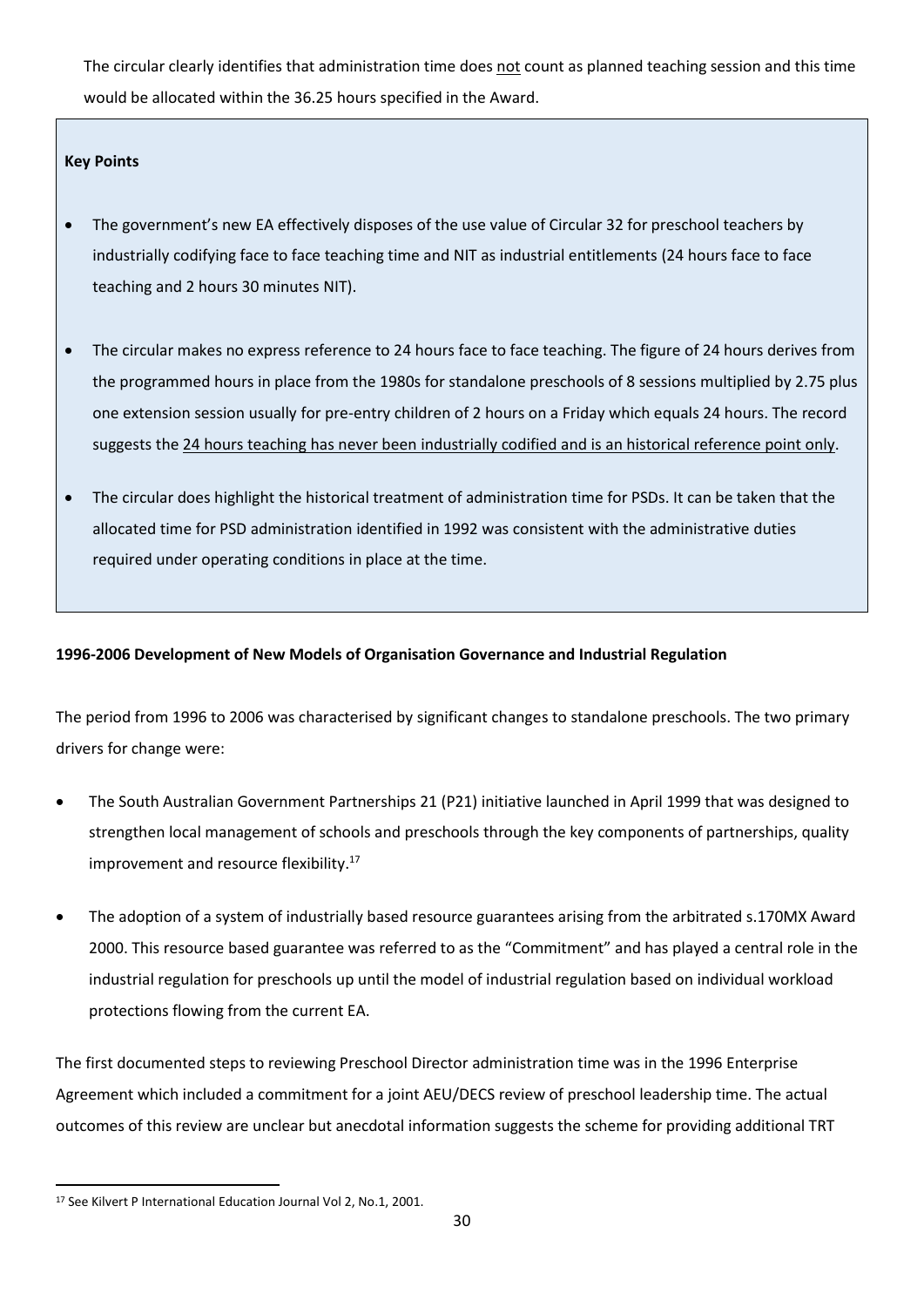The circular clearly identifies that administration time does not count as planned teaching session and this time would be allocated within the 36.25 hours specified in the Award.

**Key Points**

- The government's new EA effectively disposes of the use value of Circular 32 for preschool teachers by industrially codifying face to face teaching time and NIT as industrial entitlements (24 hours face to face teaching and 2 hours 30 minutes NIT).
- The circular makes no express reference to 24 hours face to face teaching. The figure of 24 hours derives from the programmed hours in place from the 1980s for standalone preschools of 8 sessions multiplied by 2.75 plus one extension session usually for pre-entry children of 2 hours on a Friday which equals 24 hours. The record suggests the 24 hours teaching has never been industrially codified and is an historical reference point only.
- The circular does highlight the historical treatment of administration time for PSDs. It can be taken that the allocated time for PSD administration identified in 1992 was consistent with the administrative duties required under operating conditions in place at the time.

**1996-2006 Development of New Models of Organisation Governance and Industrial Regulation**

The period from 1996 to 2006 was characterised by significant changes to standalone preschools. The two primary drivers for change were:

- The South Australian Government Partnerships 21 (P21) initiative launched in April 1999 that was designed to strengthen local management of schools and preschools through the key components of partnerships, quality improvement and resource flexibility.[17]
- The adoption of a system of industrially based resource guarantees arising from the arbitrated s.170MX Award 2000. This resource based guarantee was referred to as the "Commitment" and has played a central role in the industrial regulation for preschools up until the model of industrial regulation based on individual workload protections flowing from the current EA.

The first documented steps to reviewing Preschool Director administration time was in the 1996 Enterprise Agreement which included a commitment for a joint AEU/DECS review of preschool leadership time. The actual outcomes of this review are unclear but anecdotal information suggests the scheme for providing additional TRT

[17] See Kilvert P International Education Journal Vol 2, No.1, 2001.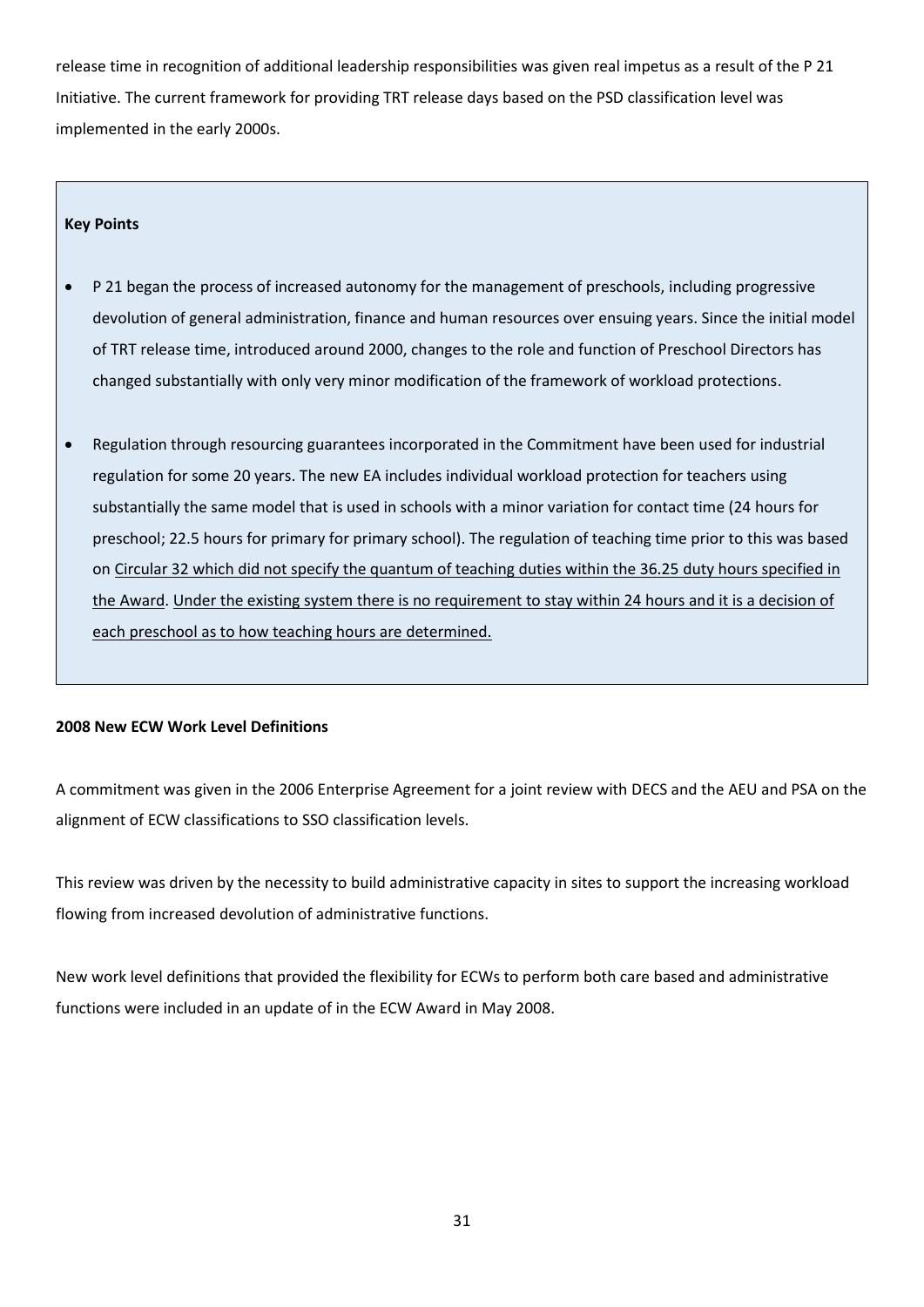release time in recognition of additional leadership responsibilities was given real impetus as a result of the P 21 Initiative. The current framework for providing TRT release days based on the PSD classification level was implemented in the early 2000s.

**Key Points**

- P 21 began the process of increased autonomy for the management of preschools, including progressive devolution of general administration, finance and human resources over ensuing years. Since the initial model of TRT release time, introduced around 2000, changes to the role and function of Preschool Directors has changed substantially with only very minor modification of the framework of workload protections.
- Regulation through resourcing guarantees incorporated in the Commitment have been used for industrial regulation for some 20 years. The new EA includes individual workload protection for teachers using substantially the same model that is used in schools with a minor variation for contact time (24 hours for preschool; 22.5 hours for primary for primary school). The regulation of teaching time prior to this was based on <u>Circular 32 which did not specify the quantum of teaching duties within the 36.25 duty hours specified in the Award</u>. <u>Under the existing system there is no requirement to stay within 24 hours and it is a decision of each preschool as to how teaching hours are determined.</u>

**2008 New ECW Work Level Definitions**

A commitment was given in the 2006 Enterprise Agreement for a joint review with DECS and the AEU and PSA on the alignment of ECW classifications to SSO classification levels.

This review was driven by the necessity to build administrative capacity in sites to support the increasing workload flowing from increased devolution of administrative functions.

New work level definitions that provided the flexibility for ECWs to perform both care based and administrative functions were included in an update of in the ECW Award in May 2008.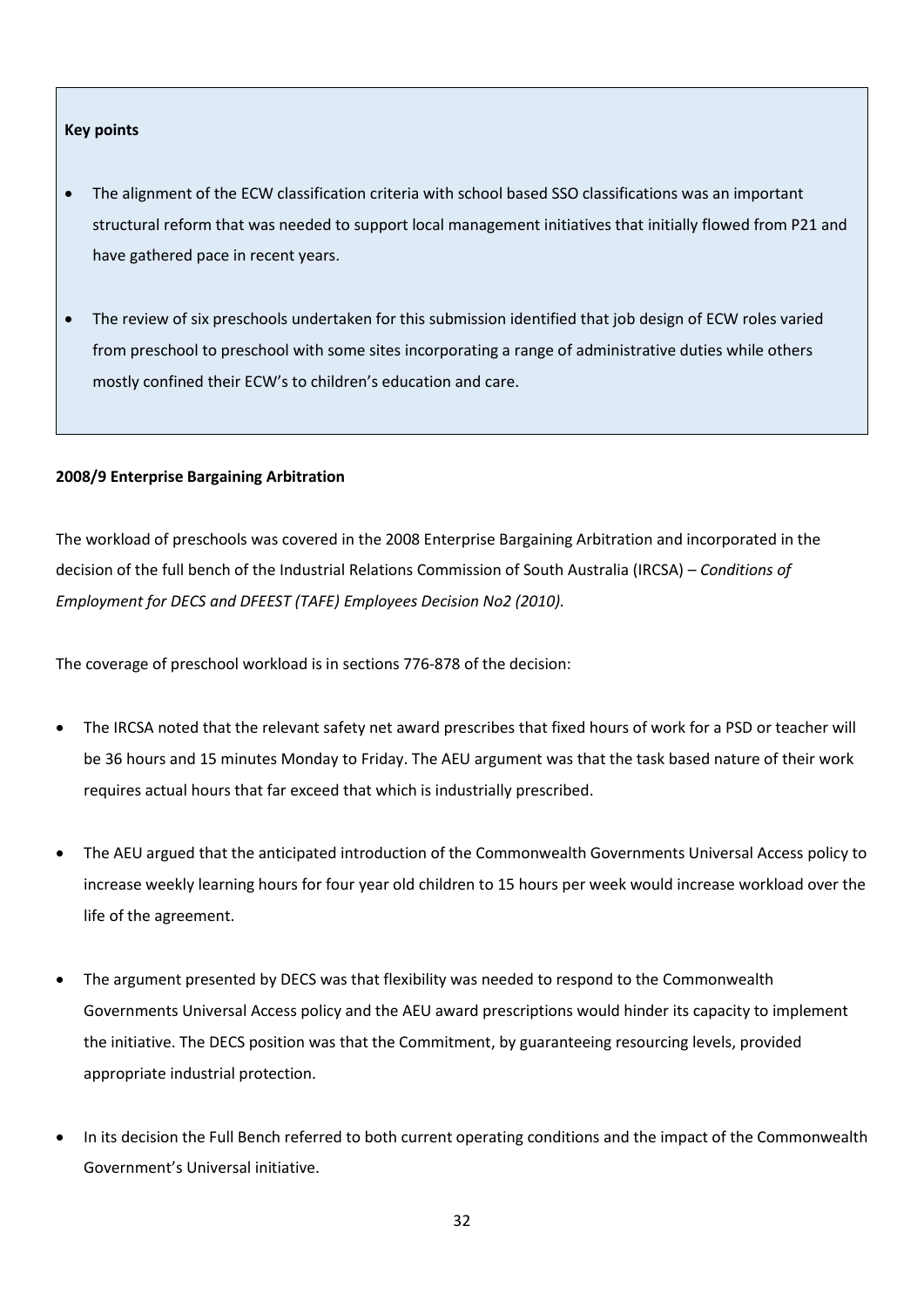**Key points**

- The alignment of the ECW classification criteria with school based SSO classifications was an important structural reform that was needed to support local management initiatives that initially flowed from P21 and have gathered pace in recent years.
- The review of six preschools undertaken for this submission identified that job design of ECW roles varied from preschool to preschool with some sites incorporating a range of administrative duties while others mostly confined their ECW's to children's education and care.

**2008/9 Enterprise Bargaining Arbitration**

The workload of preschools was covered in the 2008 Enterprise Bargaining Arbitration and incorporated in the decision of the full bench of the Industrial Relations Commission of South Australia (IRCSA) – *Conditions of Employment for DECS and DFEEST (TAFE) Employees Decision No2 (2010).*

The coverage of preschool workload is in sections 776-878 of the decision:

- The IRCSA noted that the relevant safety net award prescribes that fixed hours of work for a PSD or teacher will be 36 hours and 15 minutes Monday to Friday. The AEU argument was that the task based nature of their work requires actual hours that far exceed that which is industrially prescribed.
- The AEU argued that the anticipated introduction of the Commonwealth Governments Universal Access policy to increase weekly learning hours for four year old children to 15 hours per week would increase workload over the life of the agreement.
- The argument presented by DECS was that flexibility was needed to respond to the Commonwealth Governments Universal Access policy and the AEU award prescriptions would hinder its capacity to implement the initiative. The DECS position was that the Commitment, by guaranteeing resourcing levels, provided appropriate industrial protection.
- In its decision the Full Bench referred to both current operating conditions and the impact of the Commonwealth Government's Universal initiative.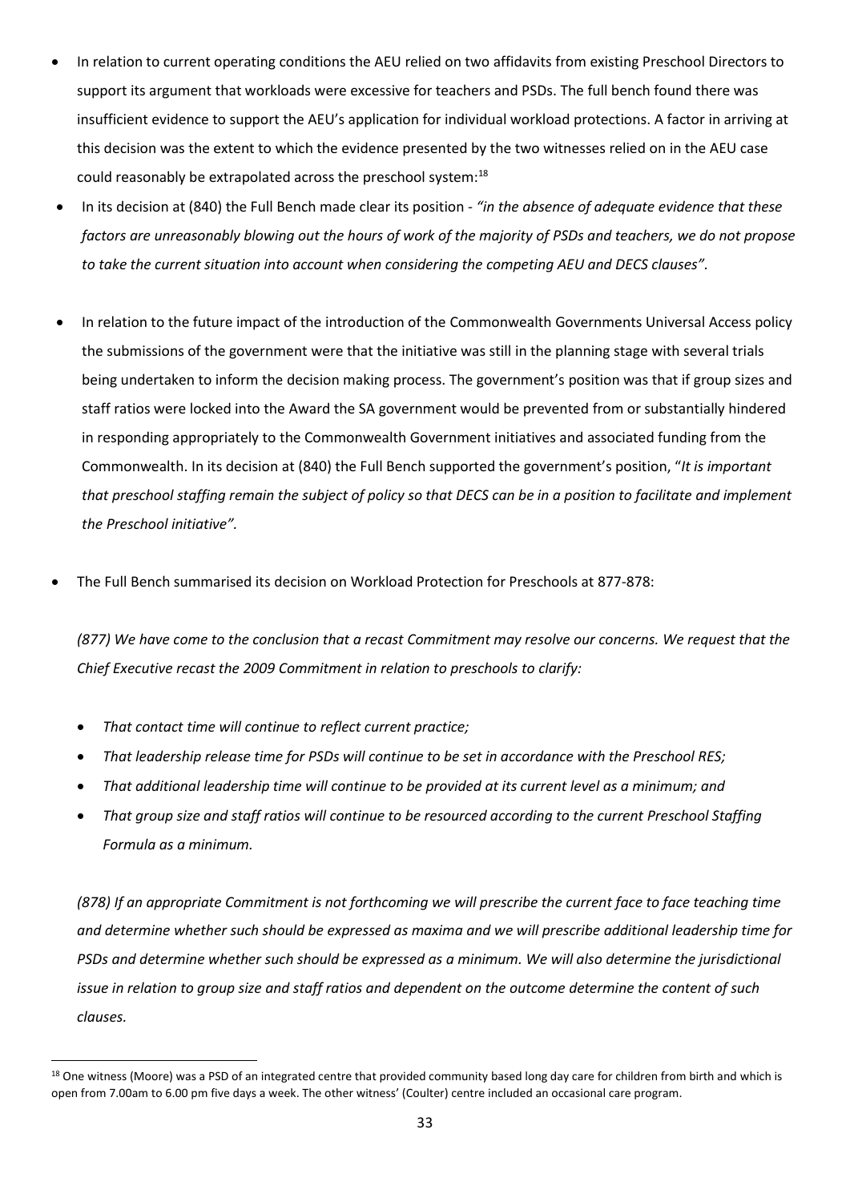- In relation to current operating conditions the AEU relied on two affidavits from existing Preschool Directors to support its argument that workloads were excessive for teachers and PSDs. The full bench found there was insufficient evidence to support the AEU's application for individual workload protections. A factor in arriving at this decision was the extent to which the evidence presented by the two witnesses relied on in the AEU case could reasonably be extrapolated across the preschool system:[18]
- In its decision at (840) the Full Bench made clear its position - *"in the absence of adequate evidence that these factors are unreasonably blowing out the hours of work of the majority of PSDs and teachers, we do not propose to take the current situation into account when considering the competing AEU and DECS clauses".*
- In relation to the future impact of the introduction of the Commonwealth Governments Universal Access policy the submissions of the government were that the initiative was still in the planning stage with several trials being undertaken to inform the decision making process. The government's position was that if group sizes and staff ratios were locked into the Award the SA government would be prevented from or substantially hindered in responding appropriately to the Commonwealth Government initiatives and associated funding from the Commonwealth. In its decision at (840) the Full Bench supported the government's position, "*It is important that preschool staffing remain the subject of policy so that DECS can be in a position to facilitate and implement the Preschool initiative".*
- The Full Bench summarised its decision on Workload Protection for Preschools at 877-878:

  *(877) We have come to the conclusion that a recast Commitment may resolve our concerns. We request that the Chief Executive recast the 2009 Commitment in relation to preschools to clarify:*

  - *That contact time will continue to reflect current practice;*
  - *That leadership release time for PSDs will continue to be set in accordance with the Preschool RES;*
  - *That additional leadership time will continue to be provided at its current level as a minimum; and*
  - *That group size and staff ratios will continue to be resourced according to the current Preschool Staffing Formula as a minimum.*

  *(878) If an appropriate Commitment is not forthcoming we will prescribe the current face to face teaching time and determine whether such should be expressed as maxima and we will prescribe additional leadership time for PSDs and determine whether such should be expressed as a minimum. We will also determine the jurisdictional issue in relation to group size and staff ratios and dependent on the outcome determine the content of such clauses.*

---

[18] One witness (Moore) was a PSD of an integrated centre that provided community based long day care for children from birth and which is open from 7.00am to 6.00 pm five days a week. The other witness' (Coulter) centre included an occasional care program.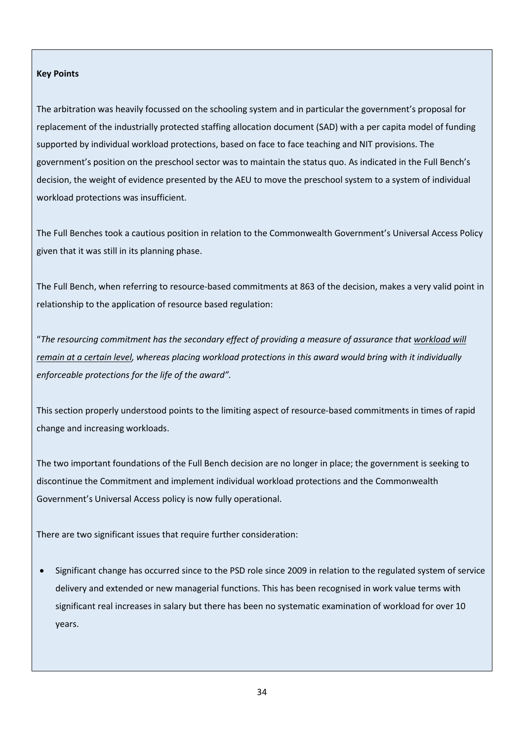**Key Points**

The arbitration was heavily focussed on the schooling system and in particular the government's proposal for replacement of the industrially protected staffing allocation document (SAD) with a per capita model of funding supported by individual workload protections, based on face to face teaching and NIT provisions. The government's position on the preschool sector was to maintain the status quo. As indicated in the Full Bench's decision, the weight of evidence presented by the AEU to move the preschool system to a system of individual workload protections was insufficient.

The Full Benches took a cautious position in relation to the Commonwealth Government's Universal Access Policy given that it was still in its planning phase.

The Full Bench, when referring to resource-based commitments at 863 of the decision, makes a very valid point in relationship to the application of resource based regulation:

"*The resourcing commitment has the secondary effect of providing a measure of assurance that <u>workload will remain at a certain level</u>, whereas placing workload protections in this award would bring with it individually enforceable protections for the life of the award".*

This section properly understood points to the limiting aspect of resource-based commitments in times of rapid change and increasing workloads.

The two important foundations of the Full Bench decision are no longer in place; the government is seeking to discontinue the Commitment and implement individual workload protections and the Commonwealth Government's Universal Access policy is now fully operational.

There are two significant issues that require further consideration:

- Significant change has occurred since to the PSD role since 2009 in relation to the regulated system of service delivery and extended or new managerial functions. This has been recognised in work value terms with significant real increases in salary but there has been no systematic examination of workload for over 10 years.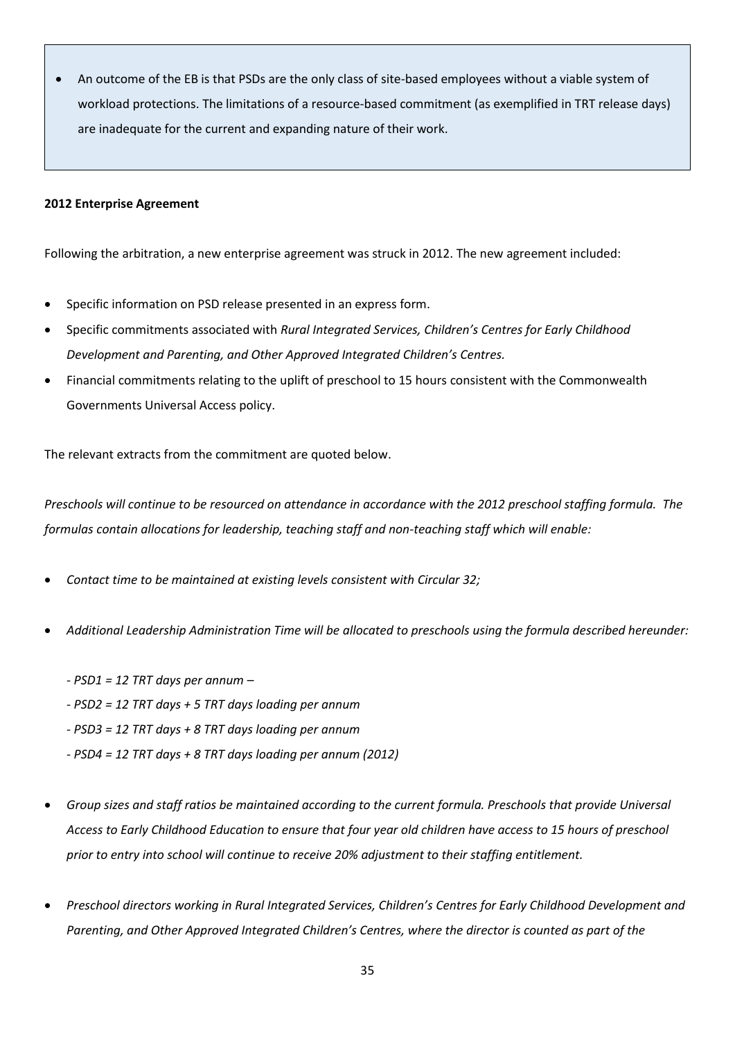- An outcome of the EB is that PSDs are the only class of site-based employees without a viable system of workload protections. The limitations of a resource-based commitment (as exemplified in TRT release days) are inadequate for the current and expanding nature of their work.

**2012 Enterprise Agreement**

Following the arbitration, a new enterprise agreement was struck in 2012. The new agreement included:

- Specific information on PSD release presented in an express form.
- Specific commitments associated with *Rural Integrated Services, Children's Centres for Early Childhood Development and Parenting, and Other Approved Integrated Children's Centres.*
- Financial commitments relating to the uplift of preschool to 15 hours consistent with the Commonwealth Governments Universal Access policy.

The relevant extracts from the commitment are quoted below.

*Preschools will continue to be resourced on attendance in accordance with the 2012 preschool staffing formula. The formulas contain allocations for leadership, teaching staff and non-teaching staff which will enable:*

- *Contact time to be maintained at existing levels consistent with Circular 32;*
- *Additional Leadership Administration Time will be allocated to preschools using the formula described hereunder:*

  *- PSD1 = 12 TRT days per annum –*

  *- PSD2 = 12 TRT days + 5 TRT days loading per annum*

  *- PSD3 = 12 TRT days + 8 TRT days loading per annum*

  *- PSD4 = 12 TRT days + 8 TRT days loading per annum (2012)*

- *Group sizes and staff ratios be maintained according to the current formula. Preschools that provide Universal Access to Early Childhood Education to ensure that four year old children have access to 15 hours of preschool prior to entry into school will continue to receive 20% adjustment to their staffing entitlement.*
- *Preschool directors working in Rural Integrated Services, Children's Centres for Early Childhood Development and Parenting, and Other Approved Integrated Children's Centres, where the director is counted as part of the*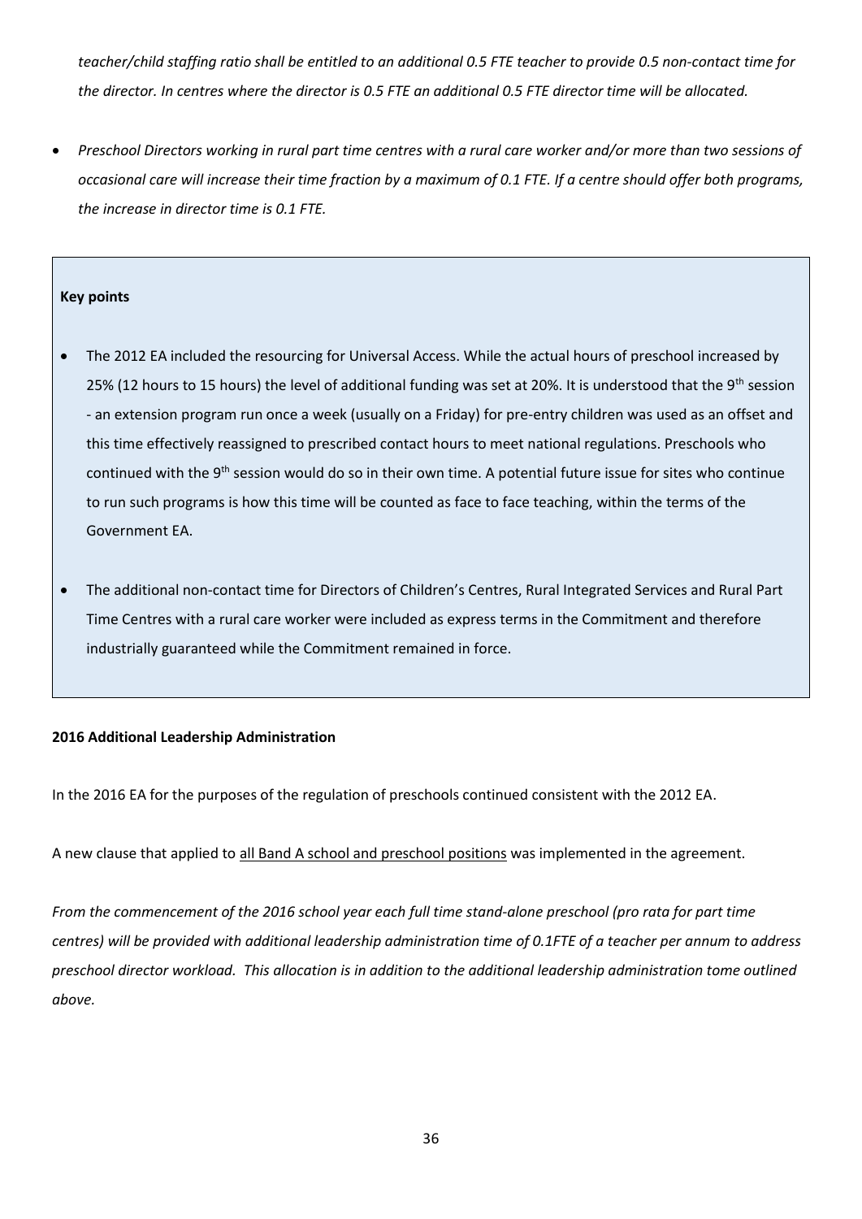*teacher/child staffing ratio shall be entitled to an additional 0.5 FTE teacher to provide 0.5 non-contact time for the director. In centres where the director is 0.5 FTE an additional 0.5 FTE director time will be allocated.*

- *Preschool Directors working in rural part time centres with a rural care worker and/or more than two sessions of occasional care will increase their time fraction by a maximum of 0.1 FTE. If a centre should offer both programs, the increase in director time is 0.1 FTE.*

**Key points**

- The 2012 EA included the resourcing for Universal Access. While the actual hours of preschool increased by 25% (12 hours to 15 hours) the level of additional funding was set at 20%. It is understood that the 9th session - an extension program run once a week (usually on a Friday) for pre-entry children was used as an offset and this time effectively reassigned to prescribed contact hours to meet national regulations. Preschools who continued with the 9th session would do so in their own time. A potential future issue for sites who continue to run such programs is how this time will be counted as face to face teaching, within the terms of the Government EA.

- The additional non-contact time for Directors of Children's Centres, Rural Integrated Services and Rural Part Time Centres with a rural care worker were included as express terms in the Commitment and therefore industrially guaranteed while the Commitment remained in force.

**2016 Additional Leadership Administration**

In the 2016 EA for the purposes of the regulation of preschools continued consistent with the 2012 EA.

A new clause that applied to all Band A school and preschool positions was implemented in the agreement.

*From the commencement of the 2016 school year each full time stand-alone preschool (pro rata for part time centres) will be provided with additional leadership administration time of 0.1FTE of a teacher per annum to address preschool director workload. This allocation is in addition to the additional leadership administration tome outlined above.*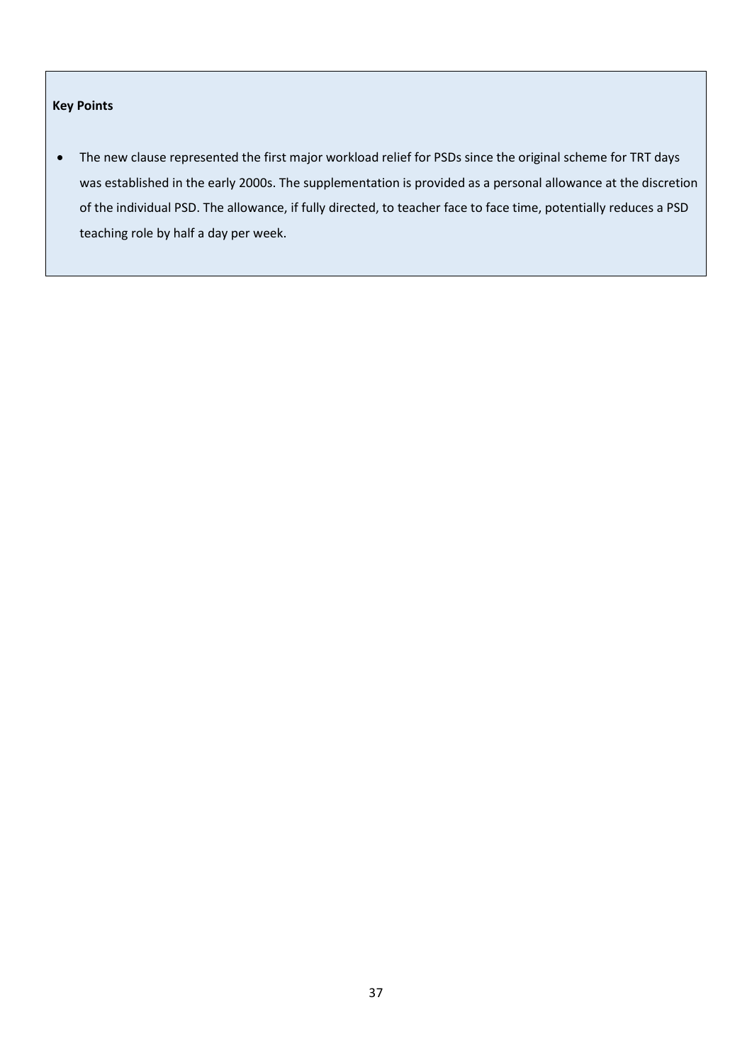**Key Points**

- The new clause represented the first major workload relief for PSDs since the original scheme for TRT days was established in the early 2000s. The supplementation is provided as a personal allowance at the discretion of the individual PSD. The allowance, if fully directed, to teacher face to face time, potentially reduces a PSD teaching role by half a day per week.